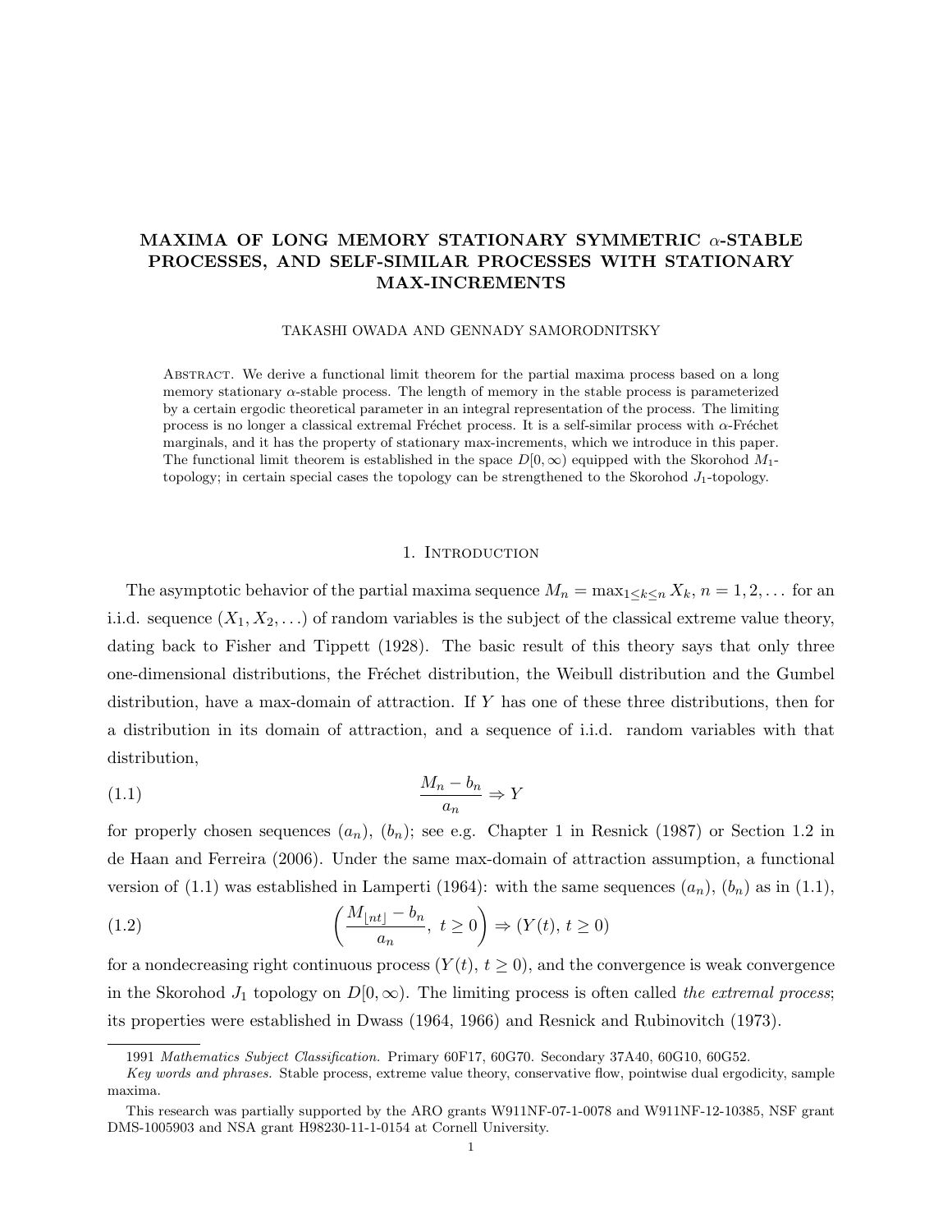# MAXIMA OF LONG MEMORY STATIONARY SYMMETRIC $\alpha$-STABLE PROCESSES, AND SELF-SIMILAR PROCESSES WITH STATIONARY MAX-INCREMENTS

TAKASHI OWADA AND GENNADY SAMORODNITSKY

Abstract. We derive a functional limit theorem for the partial maxima process based on a long memory stationary $\alpha$-stable process. The length of memory in the stable process is parameterized by a certain ergodic theoretical parameter in an integral representation of the process. The limiting process is no longer a classical extremal Fréchet process. It is a self-similar process with $\alpha$-Fréchet marginals, and it has the property of stationary max-increments, which we introduce in this paper. The functional limit theorem is established in the space $D[0,\infty)$ equipped with the Skorohod $M_1$-topology; in certain special cases the topology can be strengthened to the Skorohod $J_1$-topology.

## 1. Introduction

The asymptotic behavior of the partial maxima sequence $M_n = \max_{1\le k\le n} X_k$, $n = 1, 2, \ldots$ for an i.i.d. sequence $(X_1, X_2, \ldots)$ of random variables is the subject of the classical extreme value theory, dating back to Fisher and Tippett (1928). The basic result of this theory says that only three one-dimensional distributions, the Fréchet distribution, the Weibull distribution and the Gumbel distribution, have a max-domain of attraction. If $Y$ has one of these three distributions, then for a distribution in its domain of attraction, and a sequence of i.i.d. random variables with that distribution,

$$\frac{M_n - b_n}{a_n} \Rightarrow Y \tag{1.1}$$

for properly chosen sequences $(a_n)$, $(b_n)$; see e.g. Chapter 1 in Resnick (1987) or Section 1.2 in de Haan and Ferreira (2006). Under the same max-domain of attraction assumption, a functional version of (1.1) was established in Lamperti (1964): with the same sequences $(a_n)$, $(b_n)$ as in (1.1),

$$\left(\frac{M_{\lfloor nt\rfloor} - b_n}{a_n},\ t \ge 0\right) \Rightarrow (Y(t),\, t \ge 0) \tag{1.2}$$

for a nondecreasing right continuous process $(Y(t),\, t \ge 0)$, and the convergence is weak convergence in the Skorohod $J_1$ topology on $D[0,\infty)$. The limiting process is often called *the extremal process*; its properties were established in Dwass (1964, 1966) and Resnick and Rubinovitch (1973).

---

1991 *Mathematics Subject Classification.* Primary 60F17, 60G70. Secondary 37A40, 60G10, 60G52.

*Key words and phrases.* Stable process, extreme value theory, conservative flow, pointwise dual ergodicity, sample maxima.

This research was partially supported by the ARO grants W911NF-07-1-0078 and W911NF-12-10385, NSF grant DMS-1005903 and NSA grant H98230-11-1-0154 at Cornell University.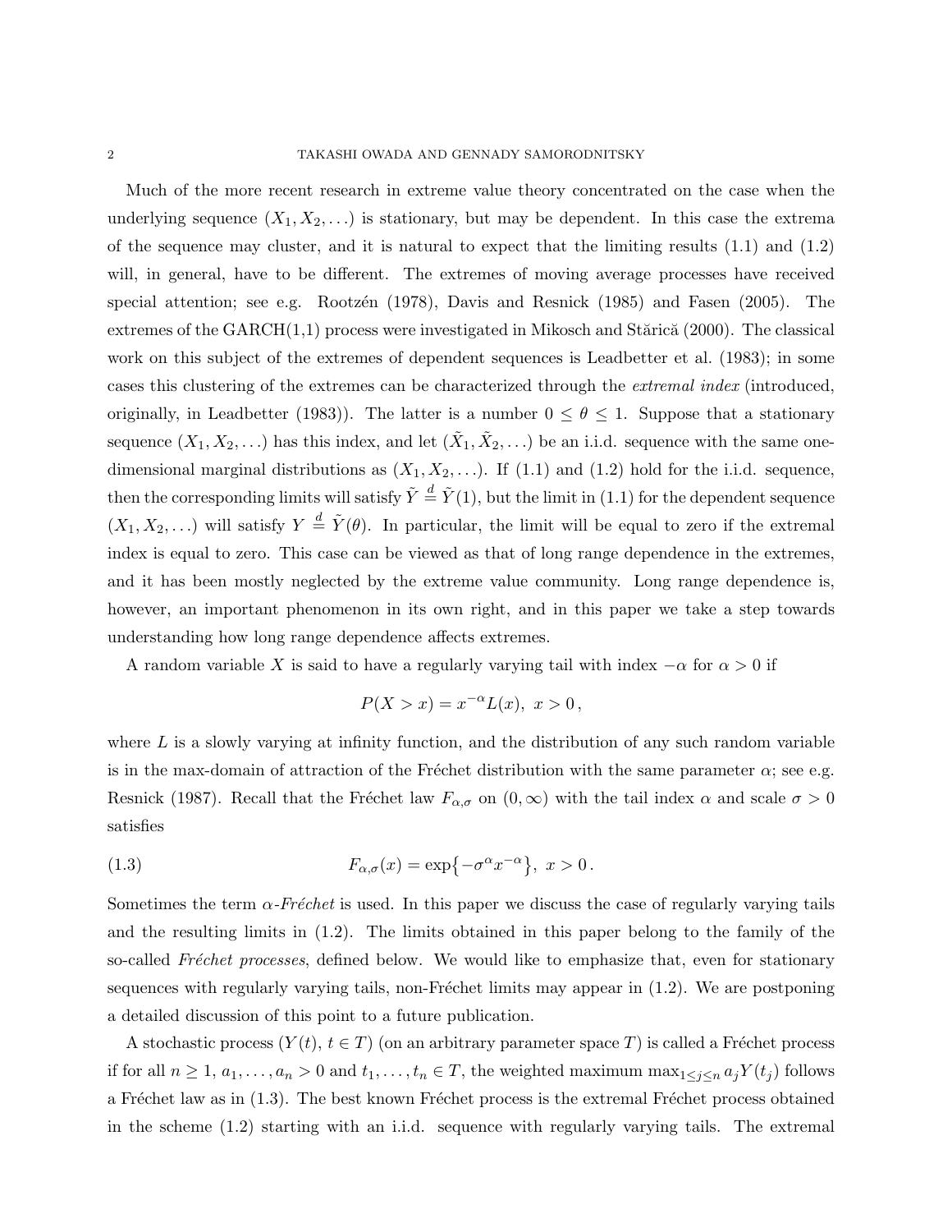Much of the more recent research in extreme value theory concentrated on the case when the underlying sequence $(X_1, X_2, \ldots)$ is stationary, but may be dependent. In this case the extrema of the sequence may cluster, and it is natural to expect that the limiting results (1.1) and (1.2) will, in general, have to be different. The extremes of moving average processes have received special attention; see e.g. Rootzén (1978), Davis and Resnick (1985) and Fasen (2005). The extremes of the GARCH(1,1) process were investigated in Mikosch and Stărică (2000). The classical work on this subject of the extremes of dependent sequences is Leadbetter et al. (1983); in some cases this clustering of the extremes can be characterized through the *extremal index* (introduced, originally, in Leadbetter (1983)). The latter is a number $0 \le \theta \le 1$. Suppose that a stationary sequence $(X_1, X_2, \ldots)$ has this index, and let $(\tilde{X}_1, \tilde{X}_2, \ldots)$ be an i.i.d. sequence with the same one-dimensional marginal distributions as $(X_1, X_2, \ldots)$. If (1.1) and (1.2) hold for the i.i.d. sequence, then the corresponding limits will satisfy $\tilde{Y} \overset{d}{=} \tilde{Y}(1)$, but the limit in (1.1) for the dependent sequence $(X_1, X_2, \ldots)$ will satisfy $Y \overset{d}{=} \tilde{Y}(\theta)$. In particular, the limit will be equal to zero if the extremal index is equal to zero. This case can be viewed as that of long range dependence in the extremes, and it has been mostly neglected by the extreme value community. Long range dependence is, however, an important phenomenon in its own right, and in this paper we take a step towards understanding how long range dependence affects extremes.

A random variable $X$ is said to have a regularly varying tail with index $-\alpha$ for $\alpha > 0$ if

$$P(X > x) = x^{-\alpha} L(x), \ x > 0\,,$$

where $L$ is a slowly varying at infinity function, and the distribution of any such random variable is in the max-domain of attraction of the Fréchet distribution with the same parameter $\alpha$; see e.g. Resnick (1987). Recall that the Fréchet law $F_{\alpha,\sigma}$ on $(0, \infty)$ with the tail index $\alpha$ and scale $\sigma > 0$ satisfies

$$F_{\alpha,\sigma}(x) = \exp\bigl\{-\sigma^\alpha x^{-\alpha}\bigr\}, \ x > 0\,. \tag{1.3}$$

Sometimes the term *$\alpha$-Fréchet* is used. In this paper we discuss the case of regularly varying tails and the resulting limits in (1.2). The limits obtained in this paper belong to the family of the so-called *Fréchet processes*, defined below. We would like to emphasize that, even for stationary sequences with regularly varying tails, non-Fréchet limits may appear in (1.2). We are postponing a detailed discussion of this point to a future publication.

A stochastic process $(Y(t), \, t \in T)$ (on an arbitrary parameter space $T$) is called a Fréchet process if for all $n \ge 1$, $a_1, \ldots, a_n > 0$ and $t_1, \ldots, t_n \in T$, the weighted maximum $\max_{1 \le j \le n} a_j Y(t_j)$ follows a Fréchet law as in (1.3). The best known Fréchet process is the extremal Fréchet process obtained in the scheme (1.2) starting with an i.i.d. sequence with regularly varying tails. The extremal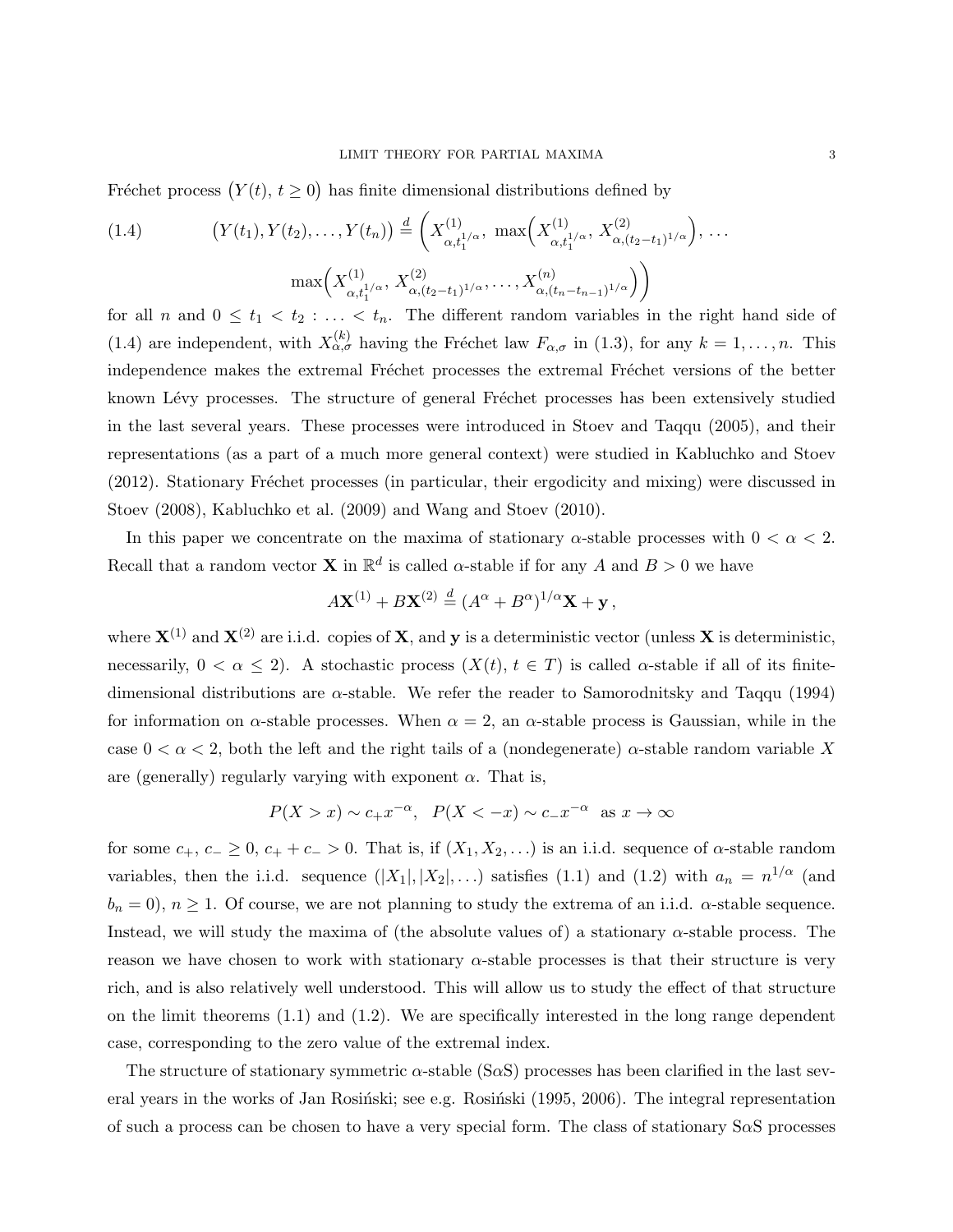Fréchet process $\big(Y(t),\, t \geq 0\big)$ has finite dimensional distributions defined by

$$
\big(Y(t_1), Y(t_2), \ldots, Y(t_n)\big) \stackrel{d}{=} \Bigg( X^{(1)}_{\alpha, t_1^{1/\alpha}},\ \max\Big( X^{(1)}_{\alpha, t_1^{1/\alpha}},\, X^{(2)}_{\alpha, (t_2 - t_1)^{1/\alpha}} \Big), \ldots \max\Big( X^{(1)}_{\alpha, t_1^{1/\alpha}},\, X^{(2)}_{\alpha, (t_2 - t_1)^{1/\alpha}}, \ldots, X^{(n)}_{\alpha, (t_n - t_{n-1})^{1/\alpha}} \Big) \Bigg) \tag{1.4}
$$

for all $n$ and $0 \leq t_1 < t_2 : \ldots < t_n$. The different random variables in the right hand side of (1.4) are independent, with $X^{(k)}_{\alpha,\sigma}$ having the Fréchet law $F_{\alpha,\sigma}$ in (1.3), for any $k = 1, \ldots, n$. This independence makes the extremal Fréchet processes the extremal Fréchet versions of the better known Lévy processes. The structure of general Fréchet processes has been extensively studied in the last several years. These processes were introduced in Stoev and Taqqu (2005), and their representations (as a part of a much more general context) were studied in Kabluchko and Stoev (2012). Stationary Fréchet processes (in particular, their ergodicity and mixing) were discussed in Stoev (2008), Kabluchko et al. (2009) and Wang and Stoev (2010).

In this paper we concentrate on the maxima of stationary $\alpha$-stable processes with $0 < \alpha < 2$. Recall that a random vector $\mathbf{X}$ in $\mathbb{R}^d$ is called $\alpha$-stable if for any $A$ and $B > 0$ we have

$$
A\mathbf{X}^{(1)} + B\mathbf{X}^{(2)} \stackrel{d}{=} (A^\alpha + B^\alpha)^{1/\alpha}\mathbf{X} + \mathbf{y}\,,
$$

where $\mathbf{X}^{(1)}$ and $\mathbf{X}^{(2)}$ are i.i.d. copies of $\mathbf{X}$, and $\mathbf{y}$ is a deterministic vector (unless $\mathbf{X}$ is deterministic, necessarily, $0 < \alpha \leq 2$). A stochastic process $(X(t),\, t \in T)$ is called $\alpha$-stable if all of its finite-dimensional distributions are $\alpha$-stable. We refer the reader to Samorodnitsky and Taqqu (1994) for information on $\alpha$-stable processes. When $\alpha = 2$, an $\alpha$-stable process is Gaussian, while in the case $0 < \alpha < 2$, both the left and the right tails of a (nondegenerate) $\alpha$-stable random variable $X$ are (generally) regularly varying with exponent $\alpha$. That is,

$$
P(X > x) \sim c_+ x^{-\alpha}, \quad P(X < -x) \sim c_- x^{-\alpha} \ \text{ as } x \to \infty
$$

for some $c_+, c_- \geq 0$, $c_+ + c_- > 0$. That is, if $(X_1, X_2, \ldots)$ is an i.i.d. sequence of $\alpha$-stable random variables, then the i.i.d. sequence $(|X_1|, |X_2|, \ldots)$ satisfies (1.1) and (1.2) with $a_n = n^{1/\alpha}$ (and $b_n = 0$), $n \geq 1$. Of course, we are not planning to study the extrema of an i.i.d. $\alpha$-stable sequence. Instead, we will study the maxima of (the absolute values of) a stationary $\alpha$-stable process. The reason we have chosen to work with stationary $\alpha$-stable processes is that their structure is very rich, and is also relatively well understood. This will allow us to study the effect of that structure on the limit theorems (1.1) and (1.2). We are specifically interested in the long range dependent case, corresponding to the zero value of the extremal index.

The structure of stationary symmetric $\alpha$-stable (S$\alpha$S) processes has been clarified in the last several years in the works of Jan Rosiński; see e.g. Rosiński (1995, 2006). The integral representation of such a process can be chosen to have a very special form. The class of stationary S$\alpha$S processes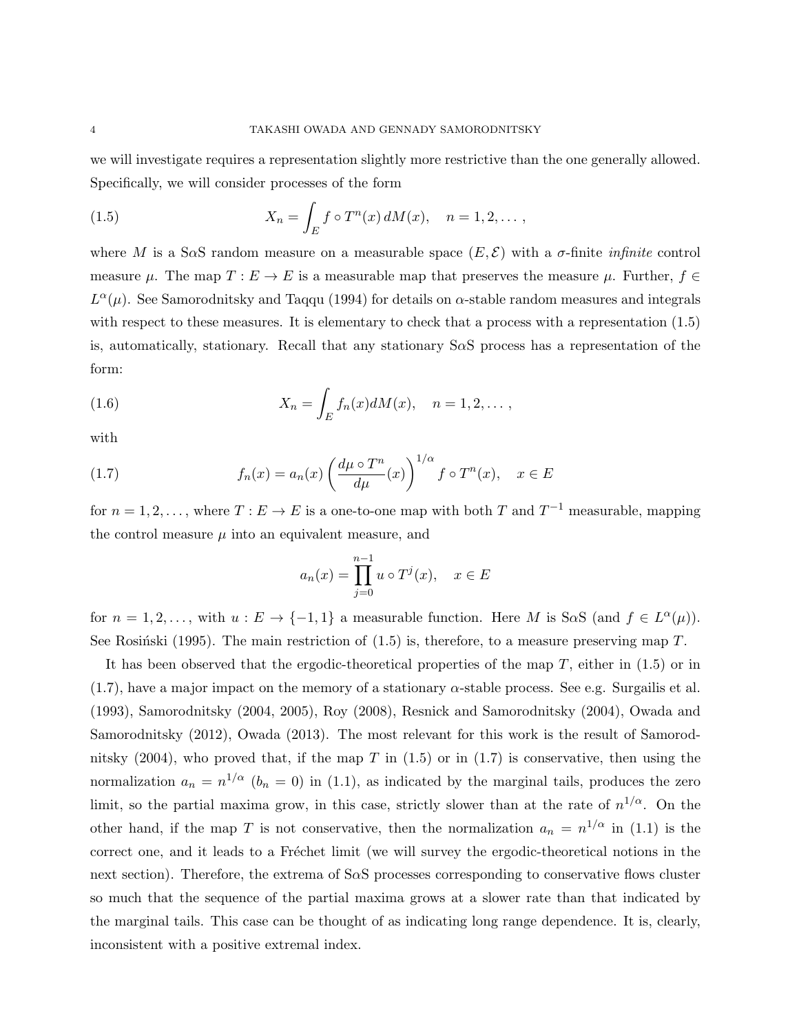we will investigate requires a representation slightly more restrictive than the one generally allowed. Specifically, we will consider processes of the form

$$X_n = \int_E f \circ T^n(x)\, dM(x), \quad n = 1, 2, \dots, \tag{1.5}$$

where $M$ is a S$\alpha$S random measure on a measurable space $(E, \mathcal{E})$ with a $\sigma$-finite *infinite* control measure $\mu$. The map $T : E \to E$ is a measurable map that preserves the measure $\mu$. Further, $f \in L^\alpha(\mu)$. See Samorodnitsky and Taqqu (1994) for details on $\alpha$-stable random measures and integrals with respect to these measures. It is elementary to check that a process with a representation (1.5) is, automatically, stationary. Recall that any stationary S$\alpha$S process has a representation of the form:

$$X_n = \int_E f_n(x) dM(x), \quad n = 1, 2, \dots, \tag{1.6}$$

with

$$f_n(x) = a_n(x) \left( \frac{d\mu \circ T^n}{d\mu}(x) \right)^{1/\alpha} f \circ T^n(x), \quad x \in E \tag{1.7}$$

for $n = 1, 2, \dots$, where $T : E \to E$ is a one-to-one map with both $T$ and $T^{-1}$ measurable, mapping the control measure $\mu$ into an equivalent measure, and

$$a_n(x) = \prod_{j=0}^{n-1} u \circ T^j(x), \quad x \in E$$

for $n = 1, 2, \dots$, with $u : E \to \{-1, 1\}$ a measurable function. Here $M$ is S$\alpha$S (and $f \in L^\alpha(\mu)$). See Rosiński (1995). The main restriction of (1.5) is, therefore, to a measure preserving map $T$.

It has been observed that the ergodic-theoretical properties of the map $T$, either in (1.5) or in (1.7), have a major impact on the memory of a stationary $\alpha$-stable process. See e.g. Surgailis et al. (1993), Samorodnitsky (2004, 2005), Roy (2008), Resnick and Samorodnitsky (2004), Owada and Samorodnitsky (2012), Owada (2013). The most relevant for this work is the result of Samorodnitsky (2004), who proved that, if the map $T$ in (1.5) or in (1.7) is conservative, then using the normalization $a_n = n^{1/\alpha}$ ($b_n = 0$) in (1.1), as indicated by the marginal tails, produces the zero limit, so the partial maxima grow, in this case, strictly slower than at the rate of $n^{1/\alpha}$. On the other hand, if the map $T$ is not conservative, then the normalization $a_n = n^{1/\alpha}$ in (1.1) is the correct one, and it leads to a Fréchet limit (we will survey the ergodic-theoretical notions in the next section). Therefore, the extrema of S$\alpha$S processes corresponding to conservative flows cluster so much that the sequence of the partial maxima grows at a slower rate than that indicated by the marginal tails. This case can be thought of as indicating long range dependence. It is, clearly, inconsistent with a positive extremal index.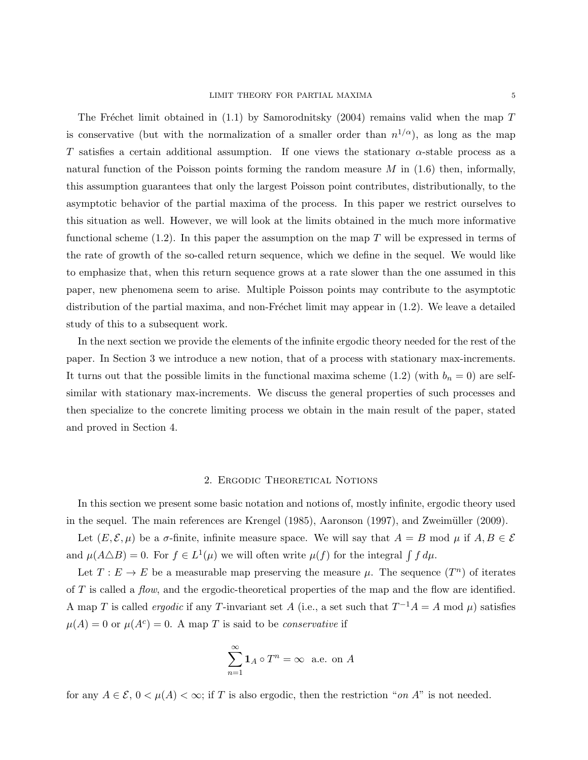The Fréchet limit obtained in (1.1) by Samorodnitsky (2004) remains valid when the map $T$ is conservative (but with the normalization of a smaller order than $n^{1/\alpha}$), as long as the map $T$ satisfies a certain additional assumption. If one views the stationary $\alpha$-stable process as a natural function of the Poisson points forming the random measure $M$ in (1.6) then, informally, this assumption guarantees that only the largest Poisson point contributes, distributionally, to the asymptotic behavior of the partial maxima of the process. In this paper we restrict ourselves to this situation as well. However, we will look at the limits obtained in the much more informative functional scheme (1.2). In this paper the assumption on the map $T$ will be expressed in terms of the rate of growth of the so-called return sequence, which we define in the sequel. We would like to emphasize that, when this return sequence grows at a rate slower than the one assumed in this paper, new phenomena seem to arise. Multiple Poisson points may contribute to the asymptotic distribution of the partial maxima, and non-Fréchet limit may appear in (1.2). We leave a detailed study of this to a subsequent work.

In the next section we provide the elements of the infinite ergodic theory needed for the rest of the paper. In Section 3 we introduce a new notion, that of a process with stationary max-increments. It turns out that the possible limits in the functional maxima scheme (1.2) (with $b_n = 0$) are self-similar with stationary max-increments. We discuss the general properties of such processes and then specialize to the concrete limiting process we obtain in the main result of the paper, stated and proved in Section 4.

## 2. Ergodic Theoretical Notions

In this section we present some basic notation and notions of, mostly infinite, ergodic theory used in the sequel. The main references are Krengel (1985), Aaronson (1997), and Zweimüller (2009).

Let $(E, \mathcal{E}, \mu)$ be a $\sigma$-finite, infinite measure space. We will say that $A = B \bmod \mu$ if $A, B \in \mathcal{E}$ and $\mu(A \triangle B) = 0$. For $f \in L^1(\mu)$ we will often write $\mu(f)$ for the integral $\int f \, d\mu$.

Let $T : E \to E$ be a measurable map preserving the measure $\mu$. The sequence $(T^n)$ of iterates of $T$ is called a *flow*, and the ergodic-theoretical properties of the map and the flow are identified. A map $T$ is called *ergodic* if any $T$-invariant set $A$ (i.e., a set such that $T^{-1}A = A \bmod \mu$) satisfies $\mu(A) = 0$ or $\mu(A^c) = 0$. A map $T$ is said to be *conservative* if

$$\sum_{n=1}^{\infty} \mathbf{1}_A \circ T^n = \infty \quad \text{a.e. on } A$$

for any $A \in \mathcal{E}$, $0 < \mu(A) < \infty$; if $T$ is also ergodic, then the restriction "*on* $A$" is not needed.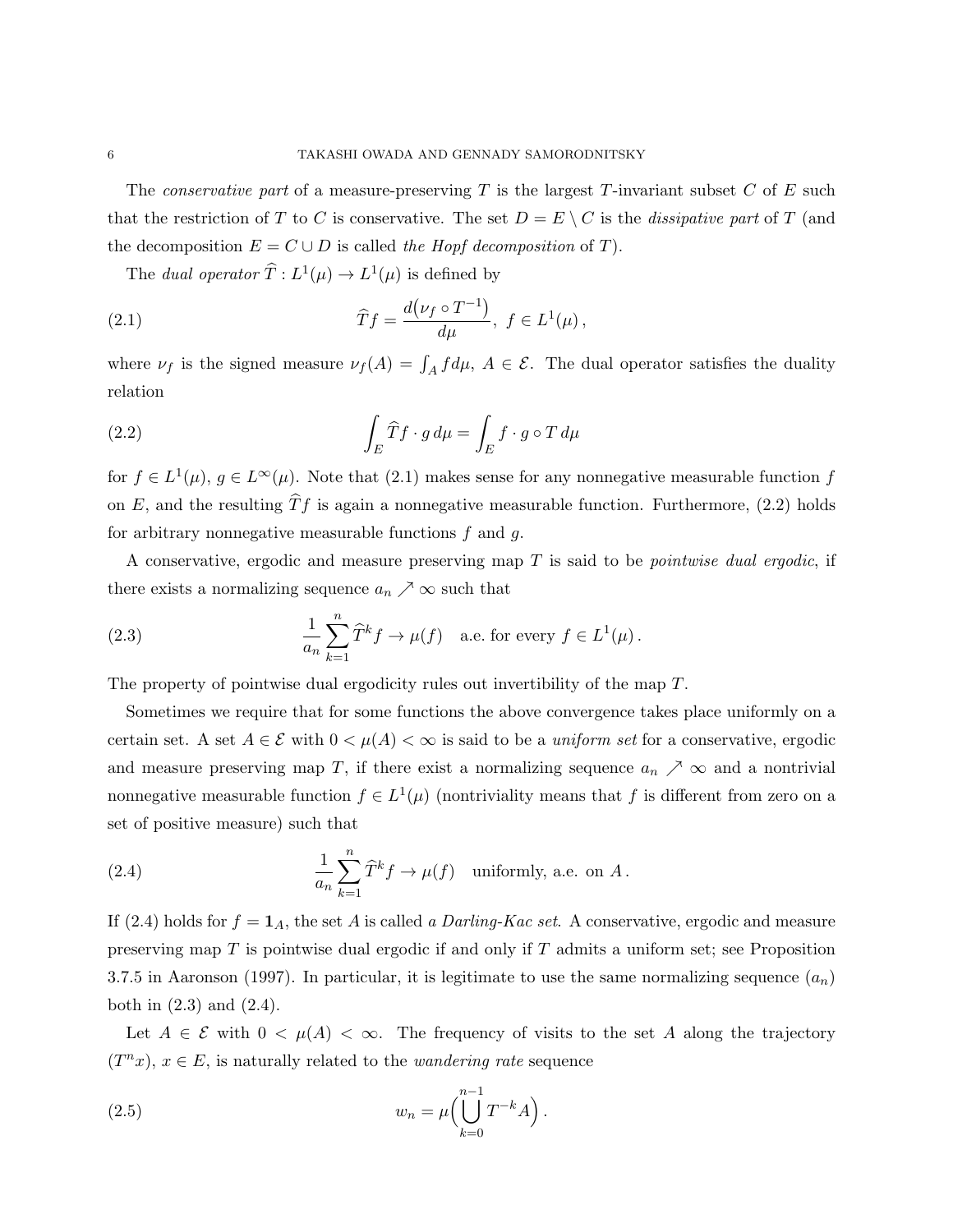The *conservative part* of a measure-preserving $T$ is the largest $T$-invariant subset $C$ of $E$ such that the restriction of $T$ to $C$ is conservative. The set $D = E \setminus C$ is the *dissipative part* of $T$ (and the decomposition $E = C \cup D$ is called *the Hopf decomposition* of $T$).

The *dual operator* $\widehat{T} : L^1(\mu) \to L^1(\mu)$ is defined by

$$\widehat{T} f = \frac{d\big(\nu_f \circ T^{-1}\big)}{d\mu}, \ f \in L^1(\mu) \,, \tag{2.1}$$

where $\nu_f$ is the signed measure $\nu_f(A) = \int_A f d\mu$, $A \in \mathcal{E}$. The dual operator satisfies the duality relation

$$\int_E \widehat{T} f \cdot g \, d\mu = \int_E f \cdot g \circ T \, d\mu \tag{2.2}$$

for $f \in L^1(\mu)$, $g \in L^\infty(\mu)$. Note that (2.1) makes sense for any nonnegative measurable function $f$ on $E$, and the resulting $\widehat{T} f$ is again a nonnegative measurable function. Furthermore, (2.2) holds for arbitrary nonnegative measurable functions $f$ and $g$.

A conservative, ergodic and measure preserving map $T$ is said to be *pointwise dual ergodic*, if there exists a normalizing sequence $a_n \nearrow \infty$ such that

$$\frac{1}{a_n} \sum_{k=1}^n \widehat{T}^k f \to \mu(f) \quad \text{a.e. for every } f \in L^1(\mu) \,. \tag{2.3}$$

The property of pointwise dual ergodicity rules out invertibility of the map $T$.

Sometimes we require that for some functions the above convergence takes place uniformly on a certain set. A set $A \in \mathcal{E}$ with $0 < \mu(A) < \infty$ is said to be a *uniform set* for a conservative, ergodic and measure preserving map $T$, if there exist a normalizing sequence $a_n \nearrow \infty$ and a nontrivial nonnegative measurable function $f \in L^1(\mu)$ (nontriviality means that $f$ is different from zero on a set of positive measure) such that

$$\frac{1}{a_n} \sum_{k=1}^n \widehat{T}^k f \to \mu(f) \quad \text{uniformly, a.e. on } A \,. \tag{2.4}$$

If (2.4) holds for $f = \mathbf{1}_A$, the set $A$ is called *a Darling-Kac set*. A conservative, ergodic and measure preserving map $T$ is pointwise dual ergodic if and only if $T$ admits a uniform set; see Proposition 3.7.5 in Aaronson (1997). In particular, it is legitimate to use the same normalizing sequence $(a_n)$ both in (2.3) and (2.4).

Let $A \in \mathcal{E}$ with $0 < \mu(A) < \infty$. The frequency of visits to the set $A$ along the trajectory $(T^n x)$, $x \in E$, is naturally related to the *wandering rate* sequence

$$w_n = \mu\Big( \bigcup_{k=0}^{n-1} T^{-k} A \Big) \,. \tag{2.5}$$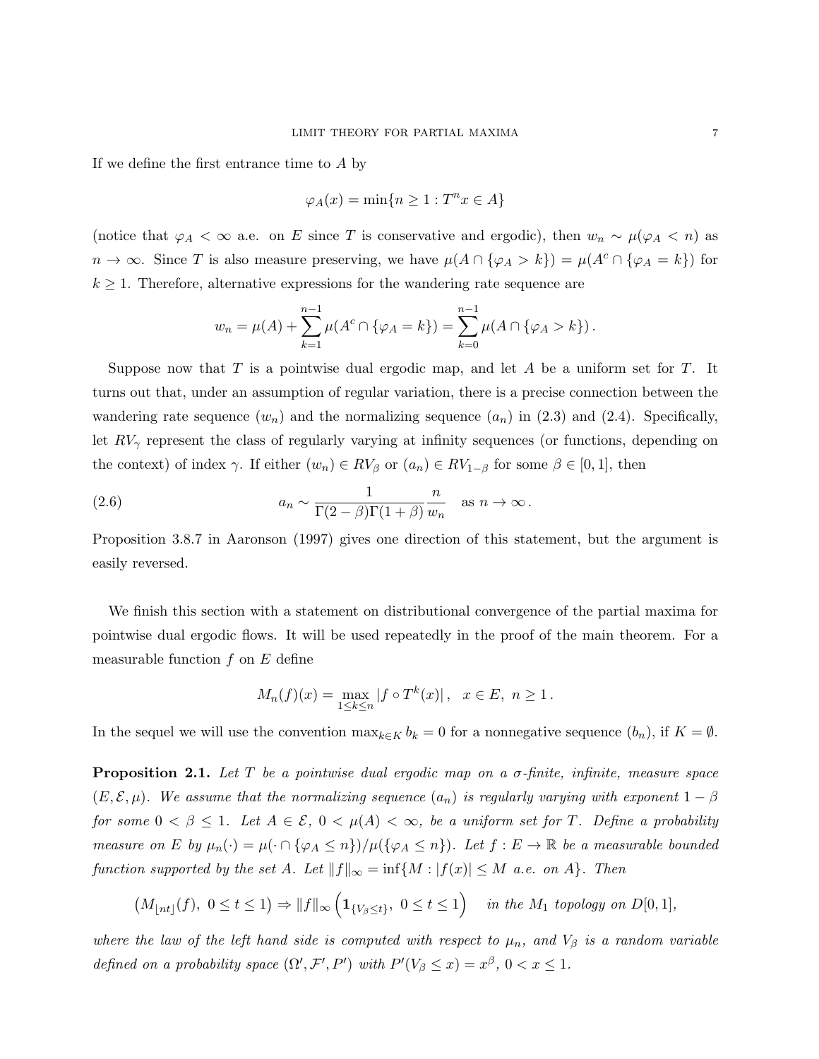If we define the first entrance time to $A$ by

$$\varphi_A(x) = \min\{n \geq 1 : T^n x \in A\}$$

(notice that $\varphi_A < \infty$ a.e. on $E$ since $T$ is conservative and ergodic), then $w_n \sim \mu(\varphi_A < n)$ as $n \to \infty$. Since $T$ is also measure preserving, we have $\mu(A \cap \{\varphi_A > k\}) = \mu(A^c \cap \{\varphi_A = k\})$ for $k \geq 1$. Therefore, alternative expressions for the wandering rate sequence are

$$w_n = \mu(A) + \sum_{k=1}^{n-1} \mu(A^c \cap \{\varphi_A = k\}) = \sum_{k=0}^{n-1} \mu(A \cap \{\varphi_A > k\}) .$$

Suppose now that $T$ is a pointwise dual ergodic map, and let $A$ be a uniform set for $T$. It turns out that, under an assumption of regular variation, there is a precise connection between the wandering rate sequence $(w_n)$ and the normalizing sequence $(a_n)$ in (2.3) and (2.4). Specifically, let $RV_\gamma$ represent the class of regularly varying at infinity sequences (or functions, depending on the context) of index $\gamma$. If either $(w_n) \in RV_\beta$ or $(a_n) \in RV_{1-\beta}$ for some $\beta \in [0, 1]$, then

$$a_n \sim \frac{1}{\Gamma(2-\beta)\Gamma(1+\beta)} \frac{n}{w_n} \quad \text{as } n \to \infty . \tag{2.6}$$

Proposition 3.8.7 in Aaronson (1997) gives one direction of this statement, but the argument is easily reversed.

We finish this section with a statement on distributional convergence of the partial maxima for pointwise dual ergodic flows. It will be used repeatedly in the proof of the main theorem. For a measurable function $f$ on $E$ define

$$M_n(f)(x) = \max_{1 \leq k \leq n} |f \circ T^k(x)| , \quad x \in E, \ n \geq 1 .$$

In the sequel we will use the convention $\max_{k \in K} b_k = 0$ for a nonnegative sequence $(b_n)$, if $K = \emptyset$.

**Proposition 2.1.** *Let $T$ be a pointwise dual ergodic map on a $\sigma$-finite, infinite, measure space $(E, \mathcal{E}, \mu)$. We assume that the normalizing sequence $(a_n)$ is regularly varying with exponent $1 - \beta$ for some $0 < \beta \leq 1$. Let $A \in \mathcal{E}$, $0 < \mu(A) < \infty$, be a uniform set for $T$. Define a probability measure on $E$ by $\mu_n(\cdot) = \mu(\cdot \cap \{\varphi_A \leq n\})/\mu(\{\varphi_A \leq n\})$. Let $f : E \to \mathbb{R}$ be a measurable bounded function supported by the set $A$. Let $\|f\|_\infty = \inf\{M : |f(x)| \leq M \text{ a.e. on } A\}$. Then*

$$\left(M_{\lfloor nt \rfloor}(f), \ 0 \leq t \leq 1\right) \Rightarrow \|f\|_\infty \left(\mathbf{1}_{\{V_\beta \leq t\}}, \ 0 \leq t \leq 1\right) \quad \text{in the } M_1 \text{ topology on } D[0, 1],$$

*where the law of the left hand side is computed with respect to $\mu_n$, and $V_\beta$ is a random variable defined on a probability space $(\Omega', \mathcal{F}', P')$ with $P'(V_\beta \leq x) = x^\beta$, $0 < x \leq 1$.*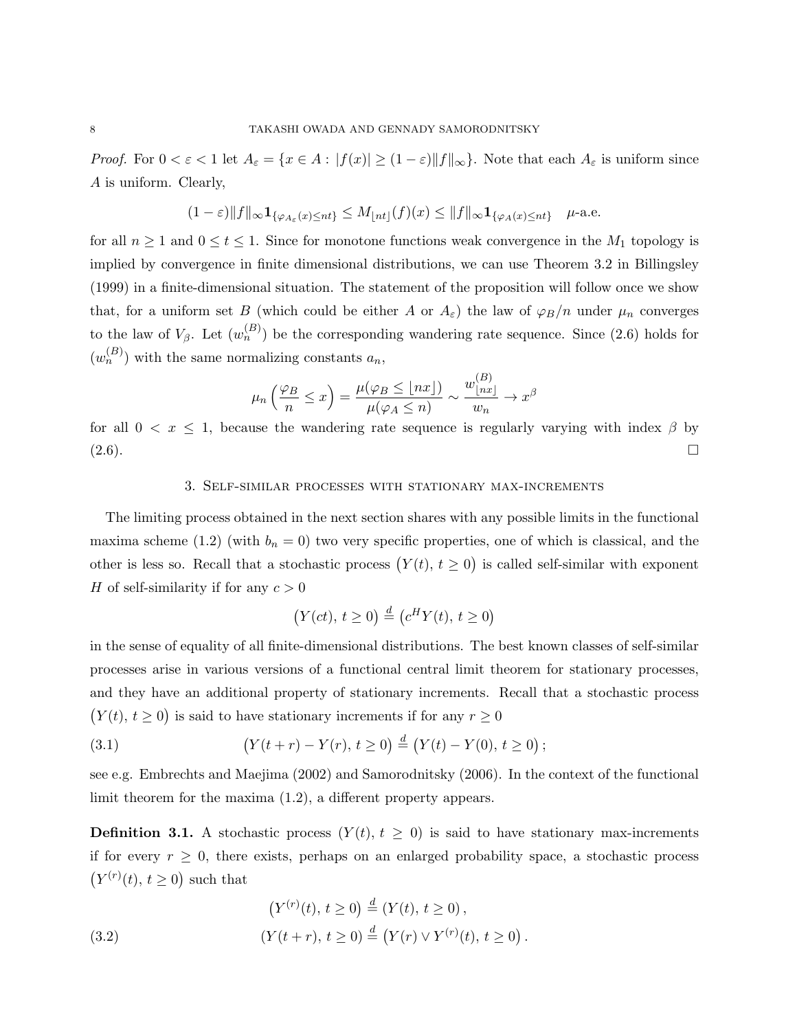*Proof.* For $0 < \varepsilon < 1$ let $A_\varepsilon = \{x \in A : |f(x)| \geq (1-\varepsilon)\|f\|_\infty\}$. Note that each $A_\varepsilon$ is uniform since $A$ is uniform. Clearly,

$$(1-\varepsilon)\|f\|_\infty \mathbf{1}_{\{\varphi_{A_\varepsilon}(x) \leq nt\}} \leq M_{\lfloor nt \rfloor}(f)(x) \leq \|f\|_\infty \mathbf{1}_{\{\varphi_A(x) \leq nt\}} \quad \mu\text{-a.e.}$$

for all $n \geq 1$ and $0 \leq t \leq 1$. Since for monotone functions weak convergence in the $M_1$ topology is implied by convergence in finite dimensional distributions, we can use Theorem 3.2 in Billingsley (1999) in a finite-dimensional situation. The statement of the proposition will follow once we show that, for a uniform set $B$ (which could be either $A$ or $A_\varepsilon$) the law of $\varphi_B/n$ under $\mu_n$ converges to the law of $V_\beta$. Let $(w_n^{(B)})$ be the corresponding wandering rate sequence. Since (2.6) holds for $(w_n^{(B)})$ with the same normalizing constants $a_n$,

$$\mu_n\Big(\frac{\varphi_B}{n} \leq x\Big) = \frac{\mu(\varphi_B \leq \lfloor nx \rfloor)}{\mu(\varphi_A \leq n)} \sim \frac{w_{\lfloor nx \rfloor}^{(B)}}{w_n} \to x^\beta$$

for all $0 < x \leq 1$, because the wandering rate sequence is regularly varying with index $\beta$ by (2.6). $\square$

## 3. Self-similar processes with stationary max-increments

The limiting process obtained in the next section shares with any possible limits in the functional maxima scheme (1.2) (with $b_n = 0$) two very specific properties, one of which is classical, and the other is less so. Recall that a stochastic process $\big(Y(t),\, t \geq 0\big)$ is called self-similar with exponent $H$ of self-similarity if for any $c > 0$

$$\big(Y(ct),\, t \geq 0\big) \stackrel{d}{=} \big(c^H Y(t),\, t \geq 0\big)$$

in the sense of equality of all finite-dimensional distributions. The best known classes of self-similar processes arise in various versions of a functional central limit theorem for stationary processes, and they have an additional property of stationary increments. Recall that a stochastic process $\big(Y(t),\, t \geq 0\big)$ is said to have stationary increments if for any $r \geq 0$

$$\big(Y(t+r) - Y(r),\, t \geq 0\big) \stackrel{d}{=} \big(Y(t) - Y(0),\, t \geq 0\big); \tag{3.1}$$

see e.g. Embrechts and Maejima (2002) and Samorodnitsky (2006). In the context of the functional limit theorem for the maxima (1.2), a different property appears.

**Definition 3.1.** A stochastic process $(Y(t),\, t \geq 0)$ is said to have stationary max-increments if for every $r \geq 0$, there exists, perhaps on an enlarged probability space, a stochastic process $\big(Y^{(r)}(t),\, t \geq 0\big)$ such that

$$\begin{aligned} \big(Y^{(r)}(t),\, t \geq 0\big) &\stackrel{d}{=} (Y(t),\, t \geq 0)\,, \\ (Y(t+r),\, t \geq 0) &\stackrel{d}{=} \big(Y(r) \vee Y^{(r)}(t),\, t \geq 0\big)\,. \end{aligned} \tag{3.2}$$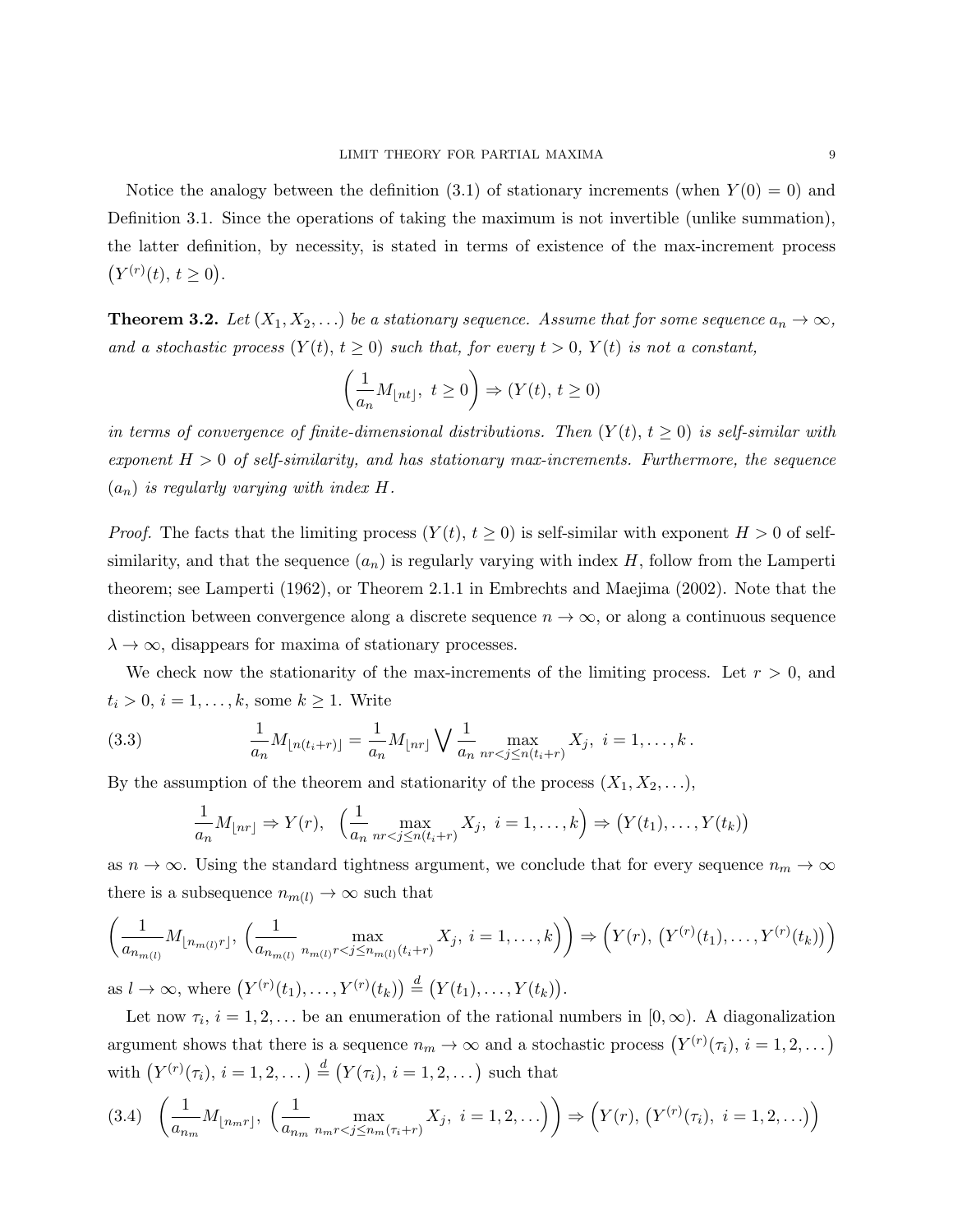Notice the analogy between the definition (3.1) of stationary increments (when $Y(0) = 0$) and Definition 3.1. Since the operations of taking the maximum is not invertible (unlike summation), the latter definition, by necessity, is stated in terms of existence of the max-increment process $\big(Y^{(r)}(t),\, t \geq 0\big)$.

**Theorem 3.2.** *Let $(X_1, X_2, \ldots)$ be a stationary sequence. Assume that for some sequence $a_n \to \infty$, and a stochastic process $(Y(t),\, t \geq 0)$ such that, for every $t > 0$, $Y(t)$ is not a constant,*

$$\left(\frac{1}{a_n} M_{\lfloor nt \rfloor},\ t \geq 0\right) \Rightarrow (Y(t),\, t \geq 0)$$

*in terms of convergence of finite-dimensional distributions. Then $(Y(t),\, t \geq 0)$ is self-similar with exponent $H > 0$ of self-similarity, and has stationary max-increments. Furthermore, the sequence $(a_n)$ is regularly varying with index $H$.*

*Proof.* The facts that the limiting process $(Y(t),\, t \geq 0)$ is self-similar with exponent $H > 0$ of self-similarity, and that the sequence $(a_n)$ is regularly varying with index $H$, follow from the Lamperti theorem; see Lamperti (1962), or Theorem 2.1.1 in Embrechts and Maejima (2002). Note that the distinction between convergence along a discrete sequence $n \to \infty$, or along a continuous sequence $\lambda \to \infty$, disappears for maxima of stationary processes.

We check now the stationarity of the max-increments of the limiting process. Let $r > 0$, and $t_i > 0$, $i = 1, \ldots, k$, some $k \geq 1$. Write

$$\frac{1}{a_n} M_{\lfloor n(t_i+r) \rfloor} = \frac{1}{a_n} M_{\lfloor nr \rfloor} \bigvee \frac{1}{a_n} \max_{nr < j \leq n(t_i+r)} X_j,\ i = 1, \ldots, k\,. \tag{3.3}$$

By the assumption of the theorem and stationarity of the process $(X_1, X_2, \ldots)$,

$$\frac{1}{a_n} M_{\lfloor nr \rfloor} \Rightarrow Y(r), \quad \left(\frac{1}{a_n} \max_{nr < j \leq n(t_i+r)} X_j,\ i = 1, \ldots, k\right) \Rightarrow \big(Y(t_1), \ldots, Y(t_k)\big)$$

as $n \to \infty$. Using the standard tightness argument, we conclude that for every sequence $n_m \to \infty$ there is a subsequence $n_{m(l)} \to \infty$ such that

$$\left(\frac{1}{a_{n_{m(l)}}} M_{\lfloor n_{m(l)} r \rfloor},\ \Big(\frac{1}{a_{n_{m(l)}}} \max_{n_{m(l)} r < j \leq n_{m(l)}(t_i+r)} X_j,\ i = 1, \ldots, k\Big)\right) \Rightarrow \Big(Y(r),\ \big(Y^{(r)}(t_1), \ldots, Y^{(r)}(t_k)\big)\Big)$$

as $l \to \infty$, where $\big(Y^{(r)}(t_1), \ldots, Y^{(r)}(t_k)\big) \stackrel{d}{=} \big(Y(t_1), \ldots, Y(t_k)\big)$.

Let now $\tau_i$, $i = 1, 2, \ldots$ be an enumeration of the rational numbers in $[0, \infty)$. A diagonalization argument shows that there is a sequence $n_m \to \infty$ and a stochastic process $\big(Y^{(r)}(\tau_i),\, i = 1, 2, \ldots\big)$ with $\big(Y^{(r)}(\tau_i),\, i = 1, 2, \ldots\big) \stackrel{d}{=} \big(Y(\tau_i),\, i = 1, 2, \ldots\big)$ such that

$$\left(\frac{1}{a_{n_m}} M_{\lfloor n_m r \rfloor},\ \Big(\frac{1}{a_{n_m}} \max_{n_m r < j \leq n_m(\tau_i+r)} X_j,\ i = 1, 2, \ldots\Big)\right) \Rightarrow \Big(Y(r),\ \big(Y^{(r)}(\tau_i),\ i = 1, 2, \ldots\big)\Big) \tag{3.4}$$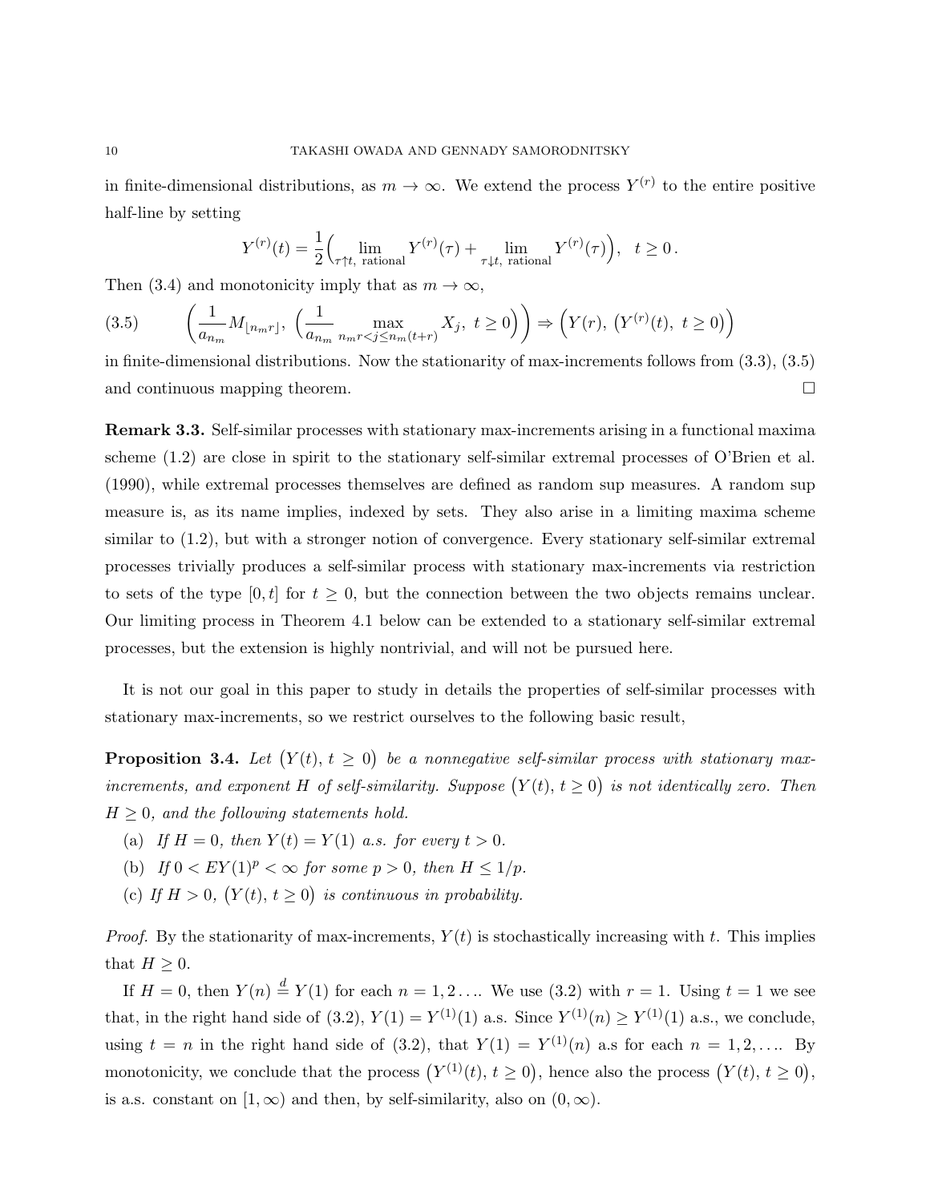in finite-dimensional distributions, as $m \to \infty$. We extend the process $Y^{(r)}$ to the entire positive half-line by setting

$$Y^{(r)}(t) = \frac{1}{2}\Big( \lim_{\tau \uparrow t, \text{ rational}} Y^{(r)}(\tau) + \lim_{\tau \downarrow t, \text{ rational}} Y^{(r)}(\tau) \Big), \quad t \geq 0 .$$

Then (3.4) and monotonicity imply that as $m \to \infty$,

$$\Big( \frac{1}{a_{n_m}} M_{\lfloor n_m r \rfloor}, \ \Big( \frac{1}{a_{n_m}} \max_{n_m r < j \leq n_m (t+r)} X_j, \ t \geq 0 \Big) \Big) \Rightarrow \Big( Y(r), \ \big( Y^{(r)}(t), \ t \geq 0 \big) \Big) \tag{3.5}$$

in finite-dimensional distributions. Now the stationarity of max-increments follows from (3.3), (3.5) and continuous mapping theorem. $\square$

**Remark 3.3.** Self-similar processes with stationary max-increments arising in a functional maxima scheme (1.2) are close in spirit to the stationary self-similar extremal processes of O'Brien et al. (1990), while extremal processes themselves are defined as random sup measures. A random sup measure is, as its name implies, indexed by sets. They also arise in a limiting maxima scheme similar to (1.2), but with a stronger notion of convergence. Every stationary self-similar extremal processes trivially produces a self-similar process with stationary max-increments via restriction to sets of the type $[0, t]$ for $t \geq 0$, but the connection between the two objects remains unclear. Our limiting process in Theorem 4.1 below can be extended to a stationary self-similar extremal processes, but the extension is highly nontrivial, and will not be pursued here.

It is not our goal in this paper to study in details the properties of self-similar processes with stationary max-increments, so we restrict ourselves to the following basic result,

**Proposition 3.4.** *Let $\big(Y(t), \, t \geq 0\big)$ be a nonnegative self-similar process with stationary max-increments, and exponent $H$ of self-similarity. Suppose $\big(Y(t), \, t \geq 0\big)$ is not identically zero. Then $H \geq 0$, and the following statements hold.*

- (a) *If $H = 0$, then $Y(t) = Y(1)$ a.s. for every $t > 0$.*
- (b) *If $0 < EY(1)^p < \infty$ for some $p > 0$, then $H \leq 1/p$.*
- (c) *If $H > 0$, $\big(Y(t), \, t \geq 0\big)$ is continuous in probability.*

*Proof.* By the stationarity of max-increments, $Y(t)$ is stochastically increasing with $t$. This implies that $H \geq 0$.

If $H = 0$, then $Y(n) \stackrel{d}{=} Y(1)$ for each $n = 1, 2 \ldots$. We use (3.2) with $r = 1$. Using $t = 1$ we see that, in the right hand side of (3.2), $Y(1) = Y^{(1)}(1)$ a.s. Since $Y^{(1)}(n) \geq Y^{(1)}(1)$ a.s., we conclude, using $t = n$ in the right hand side of (3.2), that $Y(1) = Y^{(1)}(n)$ a.s for each $n = 1, 2, \ldots$. By monotonicity, we conclude that the process $\big(Y^{(1)}(t), \, t \geq 0\big)$, hence also the process $\big(Y(t), \, t \geq 0\big)$, is a.s. constant on $[1, \infty)$ and then, by self-similarity, also on $(0, \infty)$.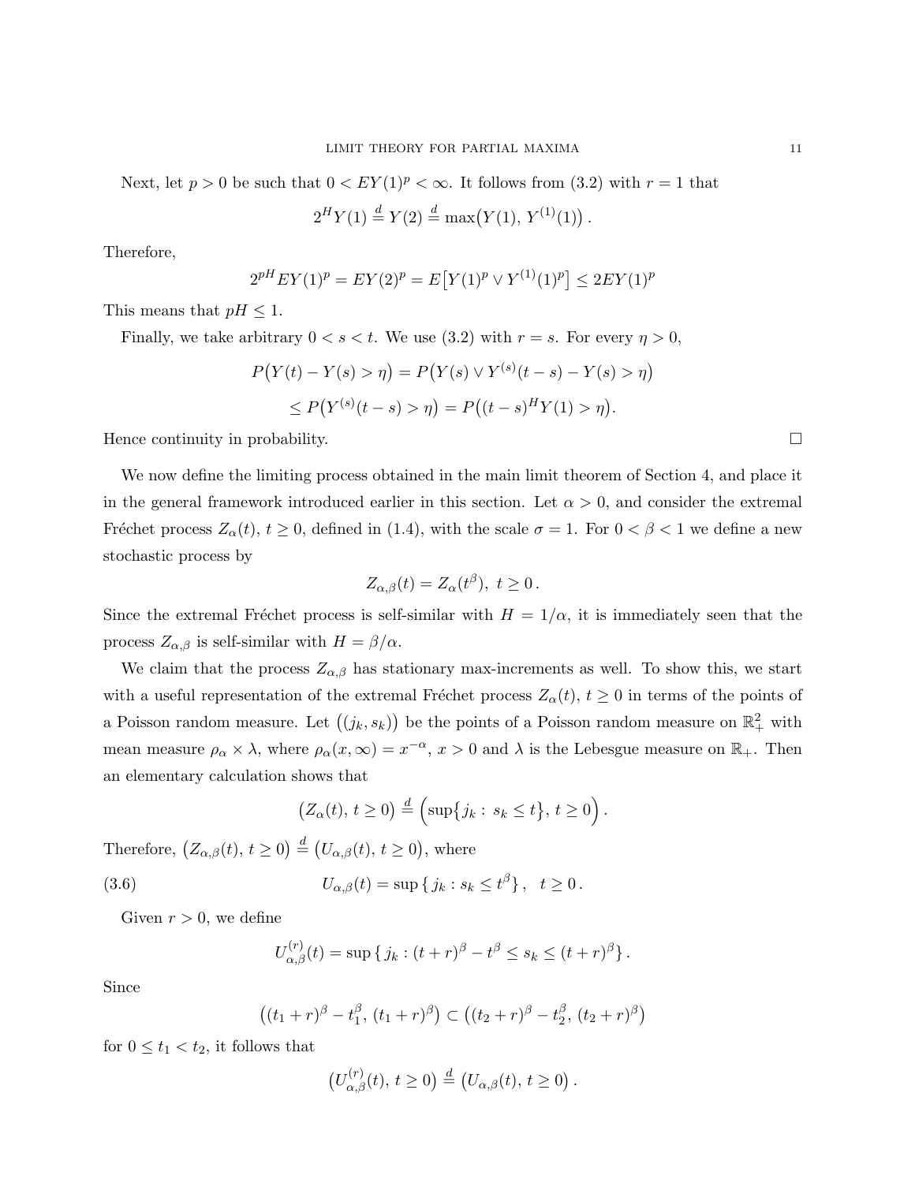Next, let $p > 0$ be such that $0 < EY(1)^p < \infty$. It follows from (3.2) with $r = 1$ that

$$2^H Y(1) \overset{d}{=} Y(2) \overset{d}{=} \max\bigl(Y(1),\, Y^{(1)}(1)\bigr)\,.$$

Therefore,

$$2^{pH} EY(1)^p = EY(2)^p = E\bigl[Y(1)^p \vee Y^{(1)}(1)^p\bigr] \le 2EY(1)^p$$

This means that $pH \le 1$.

Finally, we take arbitrary $0 < s < t$. We use (3.2) with $r = s$. For every $\eta > 0$,

$$P\bigl(Y(t) - Y(s) > \eta\bigr) = P\bigl(Y(s) \vee Y^{(s)}(t-s) - Y(s) > \eta\bigr)$$

$$\le P\bigl(Y^{(s)}(t-s) > \eta\bigr) = P\bigl((t-s)^H Y(1) > \eta\bigr).$$

Hence continuity in probability. $\square$

We now define the limiting process obtained in the main limit theorem of Section 4, and place it in the general framework introduced earlier in this section. Let $\alpha > 0$, and consider the extremal Fréchet process $Z_\alpha(t)$, $t \ge 0$, defined in (1.4), with the scale $\sigma = 1$. For $0 < \beta < 1$ we define a new stochastic process by

$$Z_{\alpha,\beta}(t) = Z_\alpha(t^\beta),\ t \ge 0\,.$$

Since the extremal Fréchet process is self-similar with $H = 1/\alpha$, it is immediately seen that the process $Z_{\alpha,\beta}$ is self-similar with $H = \beta/\alpha$.

We claim that the process $Z_{\alpha,\beta}$ has stationary max-increments as well. To show this, we start with a useful representation of the extremal Fréchet process $Z_\alpha(t)$, $t \ge 0$ in terms of the points of a Poisson random measure. Let $\bigl((j_k, s_k)\bigr)$ be the points of a Poisson random measure on $\mathbb{R}_+^2$ with mean measure $\rho_\alpha \times \lambda$, where $\rho_\alpha(x,\infty) = x^{-\alpha}$, $x > 0$ and $\lambda$ is the Lebesgue measure on $\mathbb{R}_+$. Then an elementary calculation shows that

$$\bigl(Z_\alpha(t),\, t \ge 0\bigr) \overset{d}{=} \Bigl(\sup\bigl\{j_k :\, s_k \le t\bigr\},\, t \ge 0\Bigr)\,.$$

Therefore, $\bigl(Z_{\alpha,\beta}(t),\, t \ge 0\bigr) \overset{d}{=} \bigl(U_{\alpha,\beta}(t),\, t \ge 0\bigr)$, where

$$U_{\alpha,\beta}(t) = \sup\left\{\, j_k : s_k \le t^\beta \right\},\quad t \ge 0\,. \tag{3.6}$$

Given $r > 0$, we define

$$U^{(r)}_{\alpha,\beta}(t) = \sup\left\{\, j_k : (t+r)^\beta - t^\beta \le s_k \le (t+r)^\beta \right\}.$$

Since

$$\bigl((t_1+r)^\beta - t_1^\beta,\, (t_1+r)^\beta\bigr) \subset \bigl((t_2+r)^\beta - t_2^\beta,\, (t_2+r)^\beta\bigr)$$

for $0 \le t_1 < t_2$, it follows that

$$\bigl(U^{(r)}_{\alpha,\beta}(t),\, t \ge 0\bigr) \overset{d}{=} \bigl(U_{\alpha,\beta}(t),\, t \ge 0\bigr)\,.$$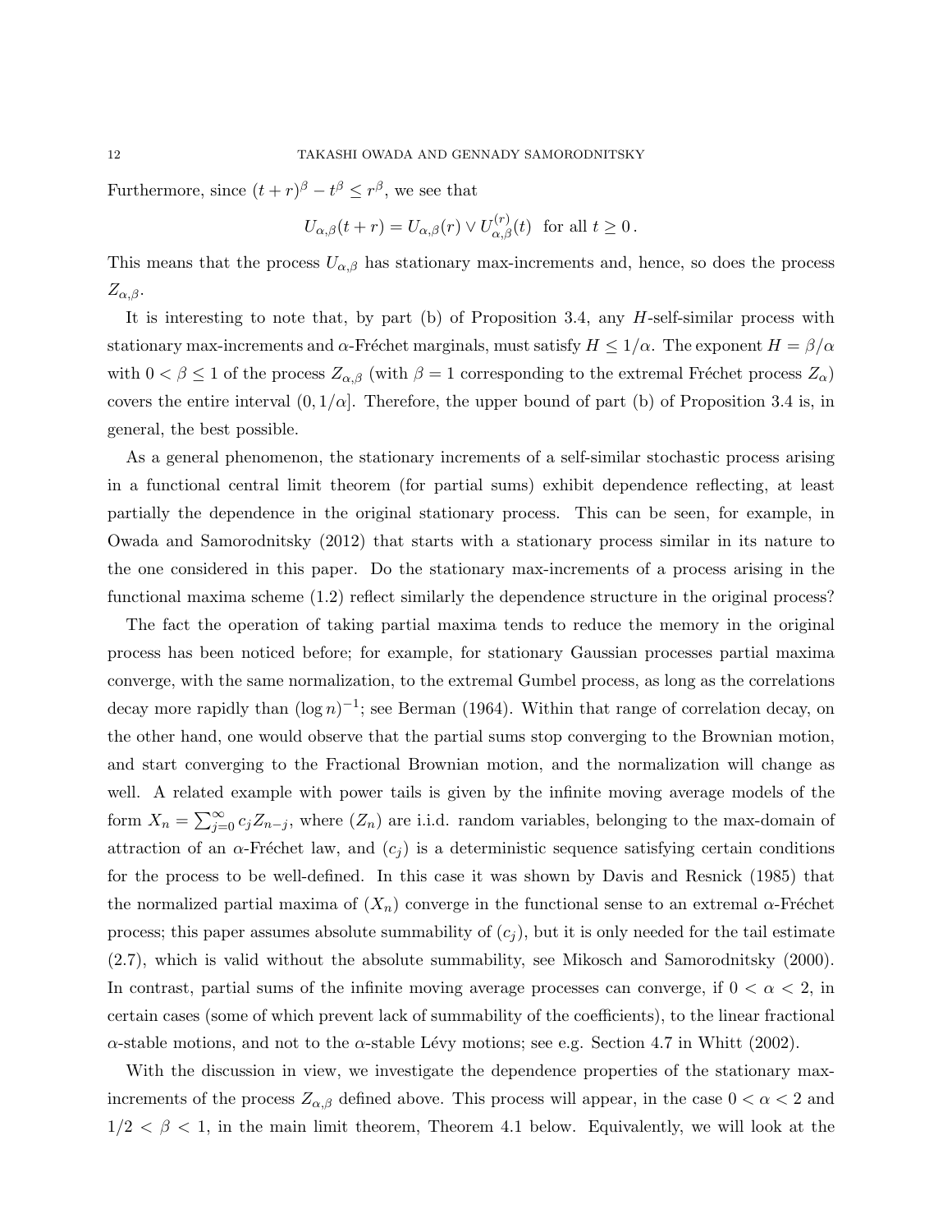Furthermore, since $(t+r)^\beta - t^\beta \le r^\beta$, we see that

$$U_{\alpha,\beta}(t+r) = U_{\alpha,\beta}(r) \vee U_{\alpha,\beta}^{(r)}(t) \ \text{ for all } t \ge 0\,.$$

This means that the process $U_{\alpha,\beta}$ has stationary max-increments and, hence, so does the process $Z_{\alpha,\beta}$.

It is interesting to note that, by part (b) of Proposition 3.4, any $H$-self-similar process with stationary max-increments and $\alpha$-Fréchet marginals, must satisfy $H \le 1/\alpha$. The exponent $H = \beta/\alpha$ with $0 < \beta \le 1$ of the process $Z_{\alpha,\beta}$ (with $\beta = 1$ corresponding to the extremal Fréchet process $Z_\alpha$) covers the entire interval $(0, 1/\alpha]$. Therefore, the upper bound of part (b) of Proposition 3.4 is, in general, the best possible.

As a general phenomenon, the stationary increments of a self-similar stochastic process arising in a functional central limit theorem (for partial sums) exhibit dependence reflecting, at least partially the dependence in the original stationary process. This can be seen, for example, in Owada and Samorodnitsky (2012) that starts with a stationary process similar in its nature to the one considered in this paper. Do the stationary max-increments of a process arising in the functional maxima scheme (1.2) reflect similarly the dependence structure in the original process?

The fact the operation of taking partial maxima tends to reduce the memory in the original process has been noticed before; for example, for stationary Gaussian processes partial maxima converge, with the same normalization, to the extremal Gumbel process, as long as the correlations decay more rapidly than $(\log n)^{-1}$; see Berman (1964). Within that range of correlation decay, on the other hand, one would observe that the partial sums stop converging to the Brownian motion, and start converging to the Fractional Brownian motion, and the normalization will change as well. A related example with power tails is given by the infinite moving average models of the form $X_n = \sum_{j=0}^\infty c_j Z_{n-j}$, where $(Z_n)$ are i.i.d. random variables, belonging to the max-domain of attraction of an $\alpha$-Fréchet law, and $(c_j)$ is a deterministic sequence satisfying certain conditions for the process to be well-defined. In this case it was shown by Davis and Resnick (1985) that the normalized partial maxima of $(X_n)$ converge in the functional sense to an extremal $\alpha$-Fréchet process; this paper assumes absolute summability of $(c_j)$, but it is only needed for the tail estimate (2.7), which is valid without the absolute summability, see Mikosch and Samorodnitsky (2000). In contrast, partial sums of the infinite moving average processes can converge, if $0 < \alpha < 2$, in certain cases (some of which prevent lack of summability of the coefficients), to the linear fractional $\alpha$-stable motions, and not to the $\alpha$-stable Lévy motions; see e.g. Section 4.7 in Whitt (2002).

With the discussion in view, we investigate the dependence properties of the stationary max-increments of the process $Z_{\alpha,\beta}$ defined above. This process will appear, in the case $0 < \alpha < 2$ and $1/2 < \beta < 1$, in the main limit theorem, Theorem 4.1 below. Equivalently, we will look at the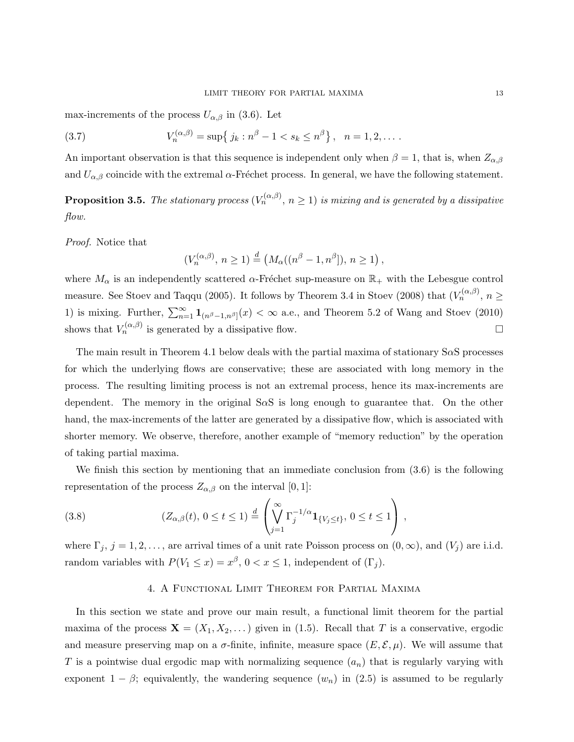max-increments of the process $U_{\alpha,\beta}$ in (3.6). Let

$$V_n^{(\alpha,\beta)} = \sup\{ j_k : n^\beta - 1 < s_k \le n^\beta \} , \quad n = 1, 2, \dots . \tag{3.7}$$

An important observation is that this sequence is independent only when $\beta = 1$, that is, when $Z_{\alpha,\beta}$ and $U_{\alpha,\beta}$ coincide with the extremal $\alpha$-Fréchet process. In general, we have the following statement.

**Proposition 3.5.** *The stationary process $(V_n^{(\alpha,\beta)},\, n \ge 1)$ is mixing and is generated by a dissipative flow.*

*Proof.* Notice that

$$(V_n^{(\alpha,\beta)},\, n \ge 1) \stackrel{d}{=} \left( M_\alpha((n^\beta - 1, n^\beta]),\, n \ge 1 \right),$$

where $M_\alpha$ is an independently scattered $\alpha$-Fréchet sup-measure on $\mathbb{R}_+$ with the Lebesgue control measure. See Stoev and Taqqu (2005). It follows by Theorem 3.4 in Stoev (2008) that $(V_n^{(\alpha,\beta)},\, n \ge 1)$ is mixing. Further, $\sum_{n=1}^\infty \mathbf{1}_{(n^\beta - 1, n^\beta]}(x) < \infty$ a.e., and Theorem 5.2 of Wang and Stoev (2010) shows that $V_n^{(\alpha,\beta)}$ is generated by a dissipative flow. $\square$

The main result in Theorem 4.1 below deals with the partial maxima of stationary S$\alpha$S processes for which the underlying flows are conservative; these are associated with long memory in the process. The resulting limiting process is not an extremal process, hence its max-increments are dependent. The memory in the original S$\alpha$S is long enough to guarantee that. On the other hand, the max-increments of the latter are generated by a dissipative flow, which is associated with shorter memory. We observe, therefore, another example of "memory reduction" by the operation of taking partial maxima.

We finish this section by mentioning that an immediate conclusion from (3.6) is the following representation of the process $Z_{\alpha,\beta}$ on the interval $[0, 1]$:

$$(Z_{\alpha,\beta}(t),\, 0 \le t \le 1) \stackrel{d}{=} \left( \bigvee_{j=1}^\infty \Gamma_j^{-1/\alpha} \mathbf{1}_{\{V_j \le t\}},\, 0 \le t \le 1 \right) , \tag{3.8}$$

where $\Gamma_j$, $j = 1, 2, \dots$, are arrival times of a unit rate Poisson process on $(0, \infty)$, and $(V_j)$ are i.i.d. random variables with $P(V_1 \le x) = x^\beta$, $0 < x \le 1$, independent of $(\Gamma_j)$.

## 4. A Functional Limit Theorem for Partial Maxima

In this section we state and prove our main result, a functional limit theorem for the partial maxima of the process $\mathbf{X} = (X_1, X_2, \dots)$ given in (1.5). Recall that $T$ is a conservative, ergodic and measure preserving map on a $\sigma$-finite, infinite, measure space $(E, \mathcal{E}, \mu)$. We will assume that $T$ is a pointwise dual ergodic map with normalizing sequence $(a_n)$ that is regularly varying with exponent $1 - \beta$; equivalently, the wandering sequence $(w_n)$ in (2.5) is assumed to be regularly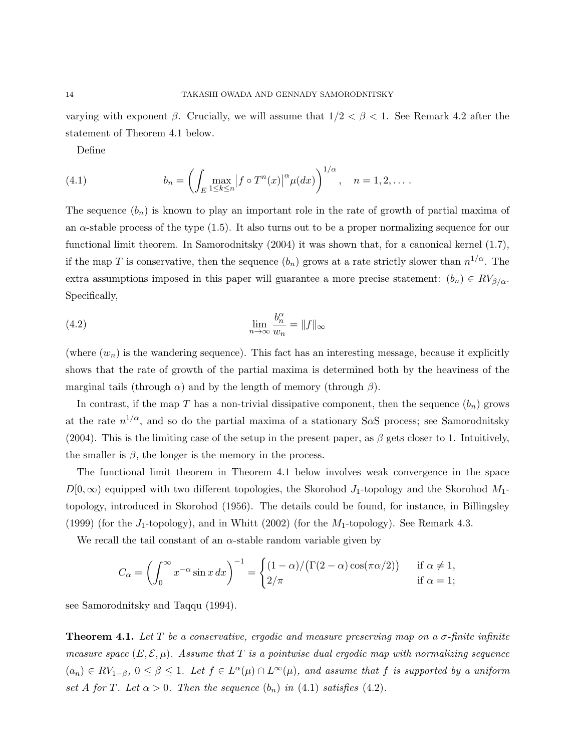varying with exponent $\beta$. Crucially, we will assume that $1/2 < \beta < 1$. See Remark 4.2 after the statement of Theorem 4.1 below.

Define

$$
b_n = \left( \int_E \max_{1 \le k \le n} \left| f \circ T^n(x) \right|^\alpha \mu(dx) \right)^{1/\alpha}, \quad n = 1, 2, \ldots . \tag{4.1}
$$

The sequence $(b_n)$ is known to play an important role in the rate of growth of partial maxima of an $\alpha$-stable process of the type (1.5). It also turns out to be a proper normalizing sequence for our functional limit theorem. In Samorodnitsky (2004) it was shown that, for a canonical kernel (1.7), if the map $T$ is conservative, then the sequence $(b_n)$ grows at a rate strictly slower than $n^{1/\alpha}$. The extra assumptions imposed in this paper will guarantee a more precise statement: $(b_n) \in RV_{\beta/\alpha}$. Specifically,

$$
\lim_{n \to \infty} \frac{b_n^\alpha}{w_n} = \|f\|_\infty \tag{4.2}
$$

(where $(w_n)$ is the wandering sequence). This fact has an interesting message, because it explicitly shows that the rate of growth of the partial maxima is determined both by the heaviness of the marginal tails (through $\alpha$) and by the length of memory (through $\beta$).

In contrast, if the map $T$ has a non-trivial dissipative component, then the sequence $(b_n)$ grows at the rate $n^{1/\alpha}$, and so do the partial maxima of a stationary S$\alpha$S process; see Samorodnitsky (2004). This is the limiting case of the setup in the present paper, as $\beta$ gets closer to 1. Intuitively, the smaller is $\beta$, the longer is the memory in the process.

The functional limit theorem in Theorem 4.1 below involves weak convergence in the space $D[0, \infty)$ equipped with two different topologies, the Skorohod $J_1$-topology and the Skorohod $M_1$-topology, introduced in Skorohod (1956). The details could be found, for instance, in Billingsley (1999) (for the $J_1$-topology), and in Whitt (2002) (for the $M_1$-topology). See Remark 4.3.

We recall the tail constant of an $\alpha$-stable random variable given by

$$
C_\alpha = \left( \int_0^\infty x^{-\alpha} \sin x \, dx \right)^{-1} = \begin{cases} (1-\alpha)/\big(\Gamma(2-\alpha)\cos(\pi\alpha/2)\big) & \text{if } \alpha \neq 1, \\ 2/\pi & \text{if } \alpha = 1; \end{cases}
$$

see Samorodnitsky and Taqqu (1994).

**Theorem 4.1.** *Let $T$ be a conservative, ergodic and measure preserving map on a $\sigma$-finite infinite measure space $(E, \mathcal{E}, \mu)$. Assume that $T$ is a pointwise dual ergodic map with normalizing sequence $(a_n) \in RV_{1-\beta}$, $0 \le \beta \le 1$. Let $f \in L^\alpha(\mu) \cap L^\infty(\mu)$, and assume that $f$ is supported by a uniform set $A$ for $T$. Let $\alpha > 0$. Then the sequence $(b_n)$ in (4.1) satisfies (4.2).*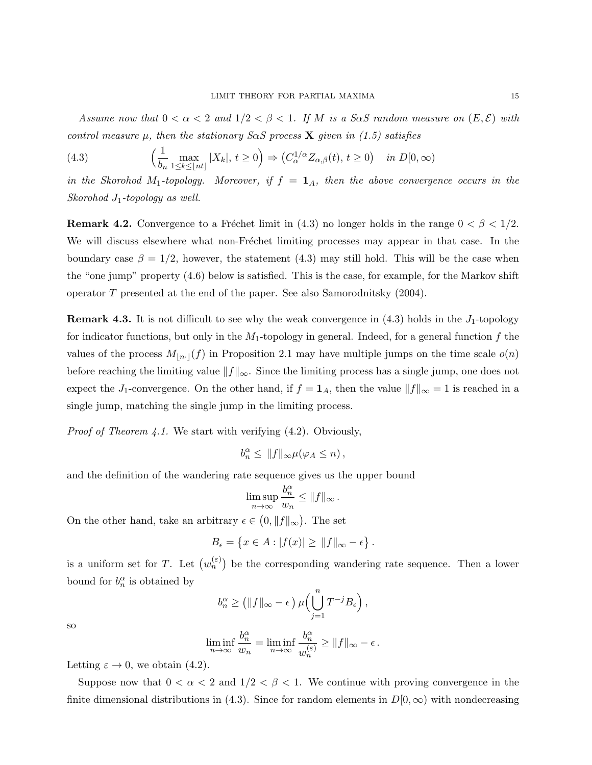*Assume now that $0 < \alpha < 2$ and $1/2 < \beta < 1$. If $M$ is a $S\alpha S$ random measure on $(E, \mathcal{E})$ with control measure $\mu$, then the stationary $S\alpha S$ process $\mathbf{X}$ given in (1.5) satisfies*

$$\Big(\frac{1}{b_n} \max_{1 \le k \le \lfloor nt \rfloor} |X_k|,\, t \ge 0\Big) \Rightarrow \big(C_\alpha^{1/\alpha} Z_{\alpha,\beta}(t),\, t \ge 0\big) \quad \text{in } D[0,\infty) \tag{4.3}$$

*in the Skorohod $M_1$-topology. Moreover, if $f = \mathbf{1}_A$, then the above convergence occurs in the Skorohod $J_1$-topology as well.*

**Remark 4.2.** Convergence to a Fréchet limit in (4.3) no longer holds in the range $0 < \beta < 1/2$. We will discuss elsewhere what non-Fréchet limiting processes may appear in that case. In the boundary case $\beta = 1/2$, however, the statement (4.3) may still hold. This will be the case when the "one jump" property (4.6) below is satisfied. This is the case, for example, for the Markov shift operator $T$ presented at the end of the paper. See also Samorodnitsky (2004).

**Remark 4.3.** It is not difficult to see why the weak convergence in (4.3) holds in the $J_1$-topology for indicator functions, but only in the $M_1$-topology in general. Indeed, for a general function $f$ the values of the process $M_{\lfloor n \cdot \rfloor}(f)$ in Proposition 2.1 may have multiple jumps on the time scale $o(n)$ before reaching the limiting value $\|f\|_\infty$. Since the limiting process has a single jump, one does not expect the $J_1$-convergence. On the other hand, if $f = \mathbf{1}_A$, then the value $\|f\|_\infty = 1$ is reached in a single jump, matching the single jump in the limiting process.

*Proof of Theorem 4.1.* We start with verifying (4.2). Obviously,

$$b_n^\alpha \le \|f\|_\infty \mu(\varphi_A \le n)\,,$$

and the definition of the wandering rate sequence gives us the upper bound

$$\limsup_{n\to\infty} \frac{b_n^\alpha}{w_n} \le \|f\|_\infty\,.$$

On the other hand, take an arbitrary $\epsilon \in \big(0, \|f\|_\infty\big)$. The set

$$B_\epsilon = \big\{x \in A : |f(x)| \ge \|f\|_\infty - \epsilon\big\}\,.$$

is a uniform set for $T$. Let $\big(w_n^{(\varepsilon)}\big)$ be the corresponding wandering rate sequence. Then a lower bound for $b_n^\alpha$ is obtained by

$$b_n^\alpha \ge \big(\|f\|_\infty - \epsilon\big)\, \mu\Big(\bigcup_{j=1}^n T^{-j} B_\epsilon\Big)\,,$$

so

$$\liminf_{n\to\infty} \frac{b_n^\alpha}{w_n} = \liminf_{n\to\infty} \frac{b_n^\alpha}{w_n^{(\varepsilon)}} \ge \|f\|_\infty - \epsilon\,.$$

Letting $\varepsilon \to 0$, we obtain (4.2).

Suppose now that $0 < \alpha < 2$ and $1/2 < \beta < 1$. We continue with proving convergence in the finite dimensional distributions in (4.3). Since for random elements in $D[0,\infty)$ with nondecreasing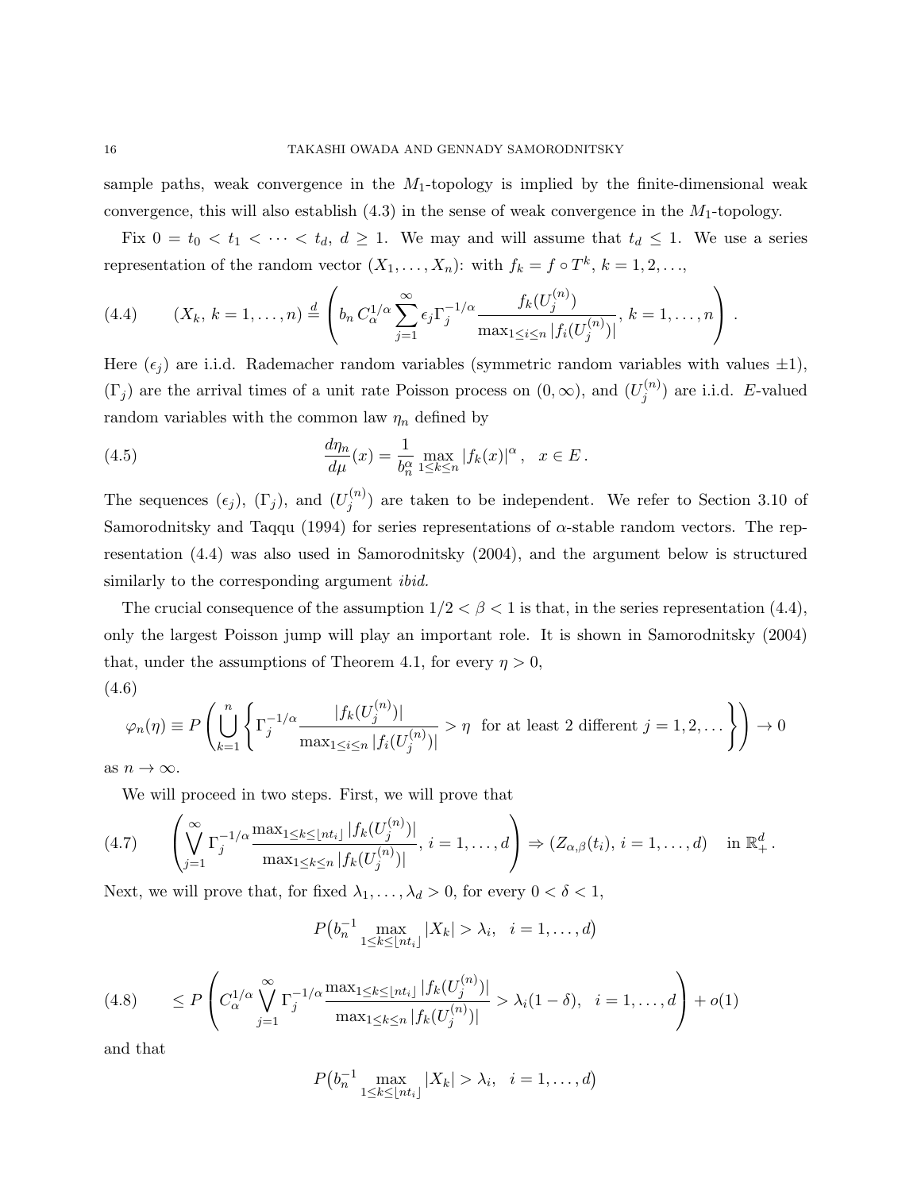sample paths, weak convergence in the $M_1$-topology is implied by the finite-dimensional weak convergence, this will also establish (4.3) in the sense of weak convergence in the $M_1$-topology.

Fix $0 = t_0 < t_1 < \cdots < t_d$, $d \geq 1$. We may and will assume that $t_d \leq 1$. We use a series representation of the random vector $(X_1, \ldots, X_n)$: with $f_k = f \circ T^k$, $k = 1, 2, \ldots$,

$$
(X_k,\, k = 1, \ldots, n) \stackrel{d}{=} \left( b_n\, C_\alpha^{1/\alpha} \sum_{j=1}^{\infty} \epsilon_j \Gamma_j^{-1/\alpha} \frac{f_k(U_j^{(n)})}{\max_{1\leq i\leq n} |f_i(U_j^{(n)})|},\, k = 1, \ldots, n \right). \tag{4.4}
$$

Here $(\epsilon_j)$ are i.i.d. Rademacher random variables (symmetric random variables with values $\pm 1$), $(\Gamma_j)$ are the arrival times of a unit rate Poisson process on $(0, \infty)$, and $(U_j^{(n)})$ are i.i.d. $E$-valued random variables with the common law $\eta_n$ defined by

$$
\frac{d\eta_n}{d\mu}(x) = \frac{1}{b_n^\alpha} \max_{1\leq k\leq n} |f_k(x)|^\alpha, \quad x \in E. \tag{4.5}
$$

The sequences $(\epsilon_j)$, $(\Gamma_j)$, and $(U_j^{(n)})$ are taken to be independent. We refer to Section 3.10 of Samorodnitsky and Taqqu (1994) for series representations of $\alpha$-stable random vectors. The representation (4.4) was also used in Samorodnitsky (2004), and the argument below is structured similarly to the corresponding argument *ibid.*

The crucial consequence of the assumption $1/2 < \beta < 1$ is that, in the series representation (4.4), only the largest Poisson jump will play an important role. It is shown in Samorodnitsky (2004) that, under the assumptions of Theorem 4.1, for every $\eta > 0$,

$$
\varphi_n(\eta) \equiv P\left( \bigcup_{k=1}^{n} \left\{ \Gamma_j^{-1/\alpha} \frac{|f_k(U_j^{(n)})|}{\max_{1\leq i\leq n} |f_i(U_j^{(n)})|} > \eta \ \text{ for at least 2 different } j = 1, 2, \ldots \right\} \right) \to 0 \tag{4.6}
$$

as $n \to \infty$.

We will proceed in two steps. First, we will prove that

$$
\left( \bigvee_{j=1}^{\infty} \Gamma_j^{-1/\alpha} \frac{\max_{1\leq k\leq \lfloor nt_i \rfloor} |f_k(U_j^{(n)})|}{\max_{1\leq k\leq n} |f_k(U_j^{(n)})|},\, i = 1, \ldots, d \right) \Rightarrow (Z_{\alpha,\beta}(t_i),\, i = 1, \ldots, d) \quad \text{in } \mathbb{R}_+^d. \tag{4.7}
$$

Next, we will prove that, for fixed $\lambda_1, \ldots, \lambda_d > 0$, for every $0 < \delta < 1$,

$$
P\big(b_n^{-1} \max_{1\leq k\leq \lfloor nt_i \rfloor} |X_k| > \lambda_i, \quad i = 1, \ldots, d\big)
$$

$$
\leq P\left( C_\alpha^{1/\alpha} \bigvee_{j=1}^{\infty} \Gamma_j^{-1/\alpha} \frac{\max_{1\leq k\leq \lfloor nt_i \rfloor} |f_k(U_j^{(n)})|}{\max_{1\leq k\leq n} |f_k(U_j^{(n)})|} > \lambda_i(1-\delta), \quad i = 1, \ldots, d \right) + o(1) \tag{4.8}
$$

and that

$$
P\big(b_n^{-1} \max_{1\leq k\leq \lfloor nt_i \rfloor} |X_k| > \lambda_i, \quad i = 1, \ldots, d\big)
$$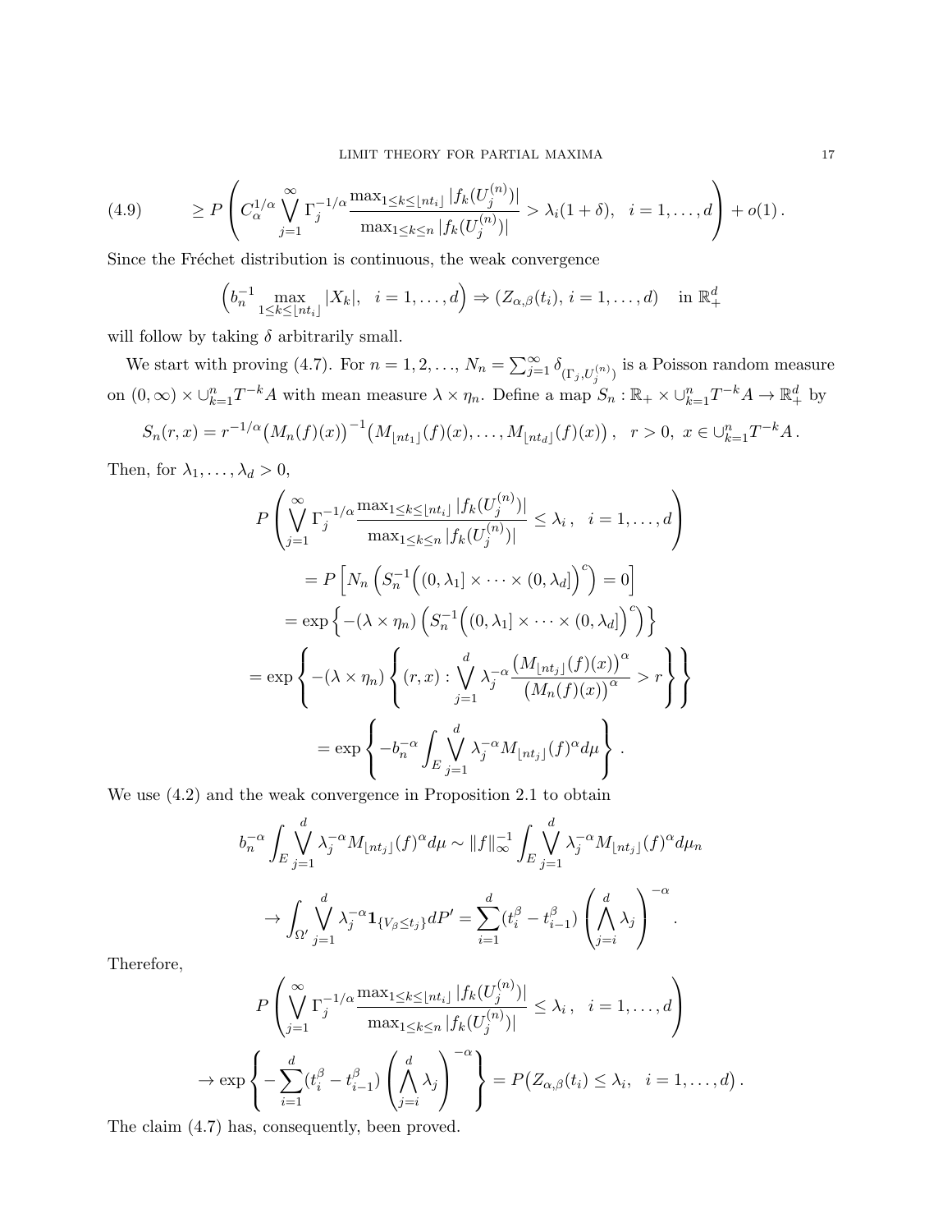$$
\geq P\left( C_\alpha^{1/\alpha} \bigvee_{j=1}^\infty \Gamma_j^{-1/\alpha} \frac{\max_{1\leq k\leq \lfloor nt_i\rfloor} |f_k(U_j^{(n)})|}{\max_{1\leq k\leq n} |f_k(U_j^{(n)})|} > \lambda_i(1+\delta), \quad i=1,\ldots,d \right) + o(1)\,. \tag{4.9}
$$

Since the Fréchet distribution is continuous, the weak convergence

$$
\left( b_n^{-1} \max_{1\leq k\leq \lfloor nt_i\rfloor} |X_k|, \quad i=1,\ldots,d \right) \Rightarrow (Z_{\alpha,\beta}(t_i),\, i=1,\ldots,d) \quad \text{in } \mathbb{R}_+^d
$$

will follow by taking $\delta$ arbitrarily small.

We start with proving (4.7). For $n=1,2,\ldots$, $N_n = \sum_{j=1}^\infty \delta_{(\Gamma_j, U_j^{(n)})}$ is a Poisson random measure on $(0,\infty)\times \cup_{k=1}^n T^{-k}A$ with mean measure $\lambda\times\eta_n$. Define a map $S_n : \mathbb{R}_+ \times \cup_{k=1}^n T^{-k}A \to \mathbb{R}_+^d$ by

$$
S_n(r,x) = r^{-1/\alpha}\big(M_n(f)(x)\big)^{-1}\big(M_{\lfloor nt_1\rfloor}(f)(x),\ldots,M_{\lfloor nt_d\rfloor}(f)(x)\big)\,, \quad r>0,\ x\in \cup_{k=1}^n T^{-k}A\,.
$$

Then, for $\lambda_1,\ldots,\lambda_d>0$,

$$
\begin{aligned}
&P\left( \bigvee_{j=1}^\infty \Gamma_j^{-1/\alpha} \frac{\max_{1\leq k\leq \lfloor nt_i\rfloor} |f_k(U_j^{(n)})|}{\max_{1\leq k\leq n} |f_k(U_j^{(n)})|} \leq \lambda_i\,, \quad i=1,\ldots,d \right) \\
&\qquad = P\left[ N_n\left( S_n^{-1}\Big( (0,\lambda_1]\times\cdots\times(0,\lambda_d] \Big)^c \right) = 0 \right] \\
&\qquad = \exp\left\{ -(\lambda\times\eta_n)\left( S_n^{-1}\Big( (0,\lambda_1]\times\cdots\times(0,\lambda_d] \Big)^c \right) \right\} \\
&\qquad = \exp\left\{ -(\lambda\times\eta_n)\left\{ (r,x) : \bigvee_{j=1}^d \lambda_j^{-\alpha} \frac{\big(M_{\lfloor nt_j\rfloor}(f)(x)\big)^\alpha}{\big(M_n(f)(x)\big)^\alpha} > r \right\} \right\} \\
&\qquad = \exp\left\{ -b_n^{-\alpha} \int_E \bigvee_{j=1}^d \lambda_j^{-\alpha} M_{\lfloor nt_j\rfloor}(f)^\alpha d\mu \right\}\,.
\end{aligned}
$$

We use (4.2) and the weak convergence in Proposition 2.1 to obtain

$$
\begin{aligned}
b_n^{-\alpha} \int_E \bigvee_{j=1}^d \lambda_j^{-\alpha} M_{\lfloor nt_j\rfloor}(f)^\alpha d\mu &\sim \|f\|_\infty^{-1} \int_E \bigvee_{j=1}^d \lambda_j^{-\alpha} M_{\lfloor nt_j\rfloor}(f)^\alpha d\mu_n \\
&\to \int_{\Omega'} \bigvee_{j=1}^d \lambda_j^{-\alpha} \mathbf{1}_{\{V_\beta\leq t_j\}} dP' = \sum_{i=1}^d (t_i^\beta - t_{i-1}^\beta)\left( \bigwedge_{j=i}^d \lambda_j \right)^{-\alpha}\,.
\end{aligned}
$$

Therefore,

$$
\begin{aligned}
&P\left( \bigvee_{j=1}^\infty \Gamma_j^{-1/\alpha} \frac{\max_{1\leq k\leq \lfloor nt_i\rfloor} |f_k(U_j^{(n)})|}{\max_{1\leq k\leq n} |f_k(U_j^{(n)})|} \leq \lambda_i\,, \quad i=1,\ldots,d \right) \\
&\to \exp\left\{ -\sum_{i=1}^d (t_i^\beta - t_{i-1}^\beta)\left( \bigwedge_{j=i}^d \lambda_j \right)^{-\alpha} \right\} = P\big( Z_{\alpha,\beta}(t_i)\leq \lambda_i, \quad i=1,\ldots,d \big)\,.
\end{aligned}
$$

The claim (4.7) has, consequently, been proved.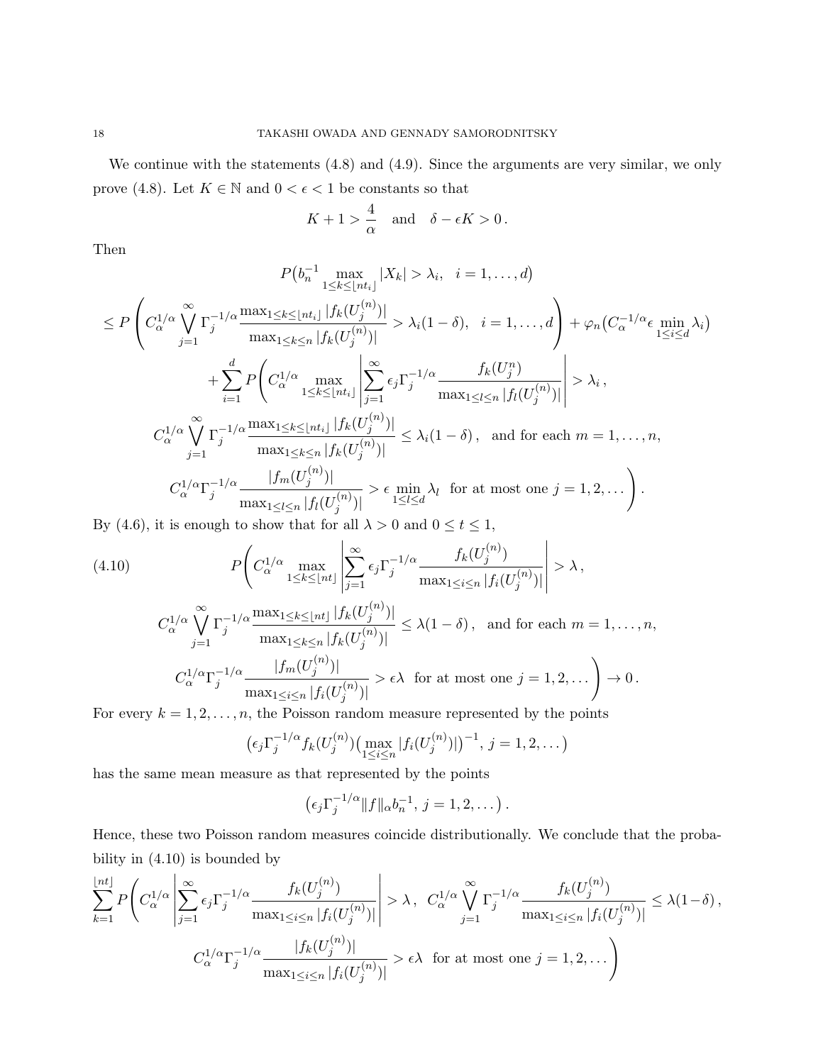We continue with the statements (4.8) and (4.9). Since the arguments are very similar, we only prove (4.8). Let $K \in \mathbb{N}$ and $0 < \epsilon < 1$ be constants so that

$$K+1 > \frac{4}{\alpha} \quad \text{and} \quad \delta - \epsilon K > 0 \,.$$

Then

$$P\big(b_n^{-1} \max_{1 \le k \le \lfloor nt_i \rfloor} |X_k| > \lambda_i, \quad i=1,\dots,d\big)$$

$$\le P\left( C_\alpha^{1/\alpha} \bigvee_{j=1}^{\infty} \Gamma_j^{-1/\alpha} \frac{\max_{1 \le k \le \lfloor nt_i \rfloor} |f_k(U_j^{(n)})|}{\max_{1 \le k \le n} |f_k(U_j^{(n)})|} > \lambda_i (1-\delta), \quad i=1,\dots,d \right) + \varphi_n\big(C_\alpha^{-1/\alpha} \epsilon \min_{1 \le i \le d} \lambda_i\big)$$

$$+ \sum_{i=1}^{d} P\Bigg( C_\alpha^{1/\alpha} \max_{1 \le k \le \lfloor nt_i \rfloor} \left| \sum_{j=1}^{\infty} \epsilon_j \Gamma_j^{-1/\alpha} \frac{f_k(U_j^n)}{\max_{1 \le l \le n} |f_l(U_j^{(n)})|} \right| > \lambda_i \,,$$

$$C_\alpha^{1/\alpha} \bigvee_{j=1}^{\infty} \Gamma_j^{-1/\alpha} \frac{\max_{1 \le k \le \lfloor nt_i \rfloor} |f_k(U_j^{(n)})|}{\max_{1 \le k \le n} |f_k(U_j^{(n)})|} \le \lambda_i(1-\delta)\,, \quad \text{and for each } m=1,\dots,n,$$

$$C_\alpha^{1/\alpha} \Gamma_j^{-1/\alpha} \frac{|f_m(U_j^{(n)})|}{\max_{1 \le l \le n} |f_l(U_j^{(n)})|} > \epsilon \min_{1 \le l \le d} \lambda_l \ \text{ for at most one } j=1,2,\dots \Bigg).$$

By (4.6), it is enough to show that for all $\lambda > 0$ and $0 \le t \le 1$,

$$P\Bigg( C_\alpha^{1/\alpha} \max_{1 \le k \le \lfloor nt \rfloor} \left| \sum_{j=1}^{\infty} \epsilon_j \Gamma_j^{-1/\alpha} \frac{f_k(U_j^{(n)})}{\max_{1 \le i \le n} |f_i(U_j^{(n)})|} \right| > \lambda \,, \tag{4.10}$$

$$C_\alpha^{1/\alpha} \bigvee_{j=1}^{\infty} \Gamma_j^{-1/\alpha} \frac{\max_{1 \le k \le \lfloor nt \rfloor} |f_k(U_j^{(n)})|}{\max_{1 \le k \le n} |f_k(U_j^{(n)})|} \le \lambda(1-\delta)\,, \quad \text{and for each } m=1,\dots,n,$$

$$C_\alpha^{1/\alpha} \Gamma_j^{-1/\alpha} \frac{|f_m(U_j^{(n)})|}{\max_{1 \le i \le n} |f_i(U_j^{(n)})|} > \epsilon \lambda \ \text{ for at most one } j=1,2,\dots \Bigg) \to 0 \,.$$

For every $k=1,2,\dots,n$, the Poisson random measure represented by the points

$$\big(\epsilon_j \Gamma_j^{-1/\alpha} f_k(U_j^{(n)}) \big(\max_{1 \le i \le n} |f_i(U_j^{(n)})|\big)^{-1}, \, j=1,2,\dots\big)$$

has the same mean measure as that represented by the points

$$\big(\epsilon_j \Gamma_j^{-1/\alpha} \|f\|_\alpha b_n^{-1}, \, j=1,2,\dots\big)\,.$$

Hence, these two Poisson random measures coincide distributionally. We conclude that the probability in (4.10) is bounded by

$$\sum_{k=1}^{\lfloor nt \rfloor} P\Bigg( C_\alpha^{1/\alpha} \left| \sum_{j=1}^{\infty} \epsilon_j \Gamma_j^{-1/\alpha} \frac{f_k(U_j^{(n)})}{\max_{1 \le i \le n} |f_i(U_j^{(n)})|} \right| > \lambda \,, \ C_\alpha^{1/\alpha} \bigvee_{j=1}^{\infty} \Gamma_j^{-1/\alpha} \frac{f_k(U_j^{(n)})}{\max_{1 \le i \le n} |f_i(U_j^{(n)})|} \le \lambda(1-\delta)\,,$$

$$C_\alpha^{1/\alpha} \Gamma_j^{-1/\alpha} \frac{|f_k(U_j^{(n)})|}{\max_{1 \le i \le n} |f_i(U_j^{(n)})|} > \epsilon \lambda \ \text{ for at most one } j=1,2,\dots \Bigg)$$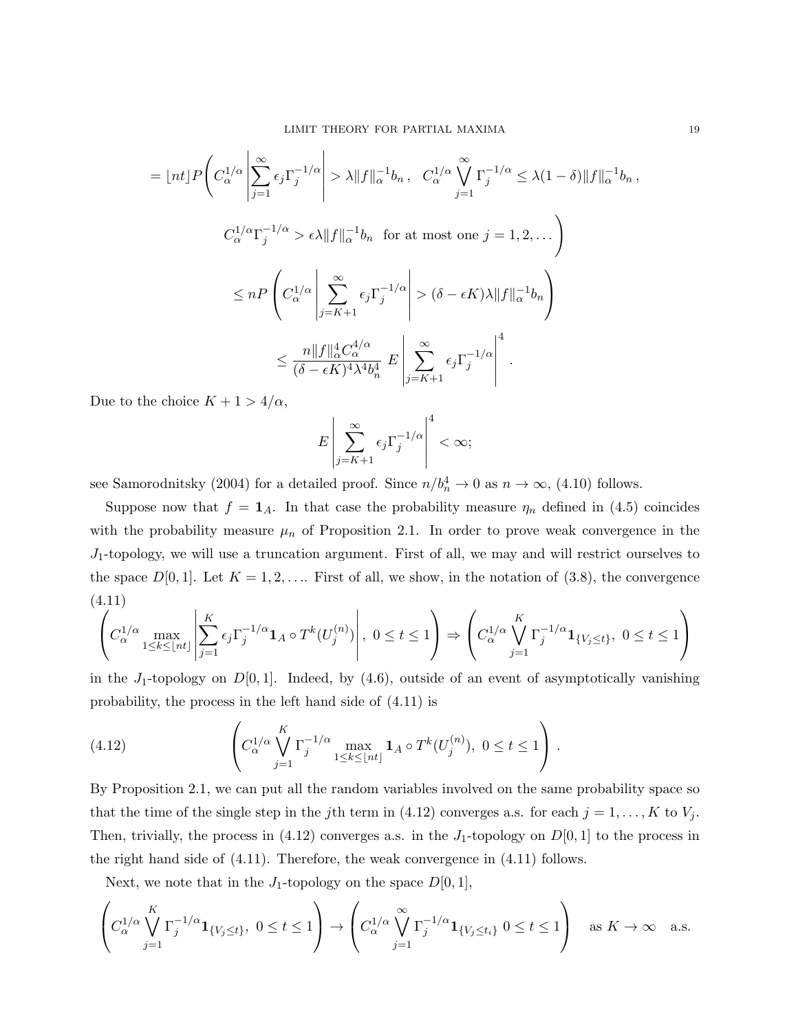$$
= \lfloor nt \rfloor P\Bigg( C_\alpha^{1/\alpha} \left| \sum_{j=1}^{\infty} \epsilon_j \Gamma_j^{-1/\alpha} \right| > \lambda \|f\|_\alpha^{-1} b_n \, , \quad C_\alpha^{1/\alpha} \bigvee_{j=1}^{\infty} \Gamma_j^{-1/\alpha} \le \lambda(1-\delta)\|f\|_\alpha^{-1} b_n \, ,
$$

$$
C_\alpha^{1/\alpha}\Gamma_j^{-1/\alpha} > \epsilon \lambda \|f\|_\alpha^{-1} b_n \ \text{ for at most one } j = 1, 2, \ldots \Bigg)
$$

$$
\le nP\left( C_\alpha^{1/\alpha} \left| \sum_{j=K+1}^{\infty} \epsilon_j \Gamma_j^{-1/\alpha} \right| > (\delta - \epsilon K)\lambda \|f\|_\alpha^{-1} b_n \right)
$$

$$
\le \frac{n\|f\|_\alpha^4 C_\alpha^{4/\alpha}}{(\delta - \epsilon K)^4 \lambda^4 b_n^4} \; E\left| \sum_{j=K+1}^{\infty} \epsilon_j \Gamma_j^{-1/\alpha} \right|^4 .
$$

Due to the choice $K+1 > 4/\alpha$,

$$
E\left| \sum_{j=K+1}^{\infty} \epsilon_j \Gamma_j^{-1/\alpha} \right|^4 < \infty;
$$

see Samorodnitsky (2004) for a detailed proof. Since $n/b_n^4 \to 0$ as $n \to \infty$, (4.10) follows.

Suppose now that $f = \mathbf{1}_A$. In that case the probability measure $\eta_n$ defined in (4.5) coincides with the probability measure $\mu_n$ of Proposition 2.1. In order to prove weak convergence in the $J_1$-topology, we will use a truncation argument. First of all, we may and will restrict ourselves to the space $D[0,1]$. Let $K = 1, 2, \ldots$. First of all, we show, in the notation of (3.8), the convergence

$$
\left( C_\alpha^{1/\alpha} \max_{1 \le k \le \lfloor nt \rfloor} \left| \sum_{j=1}^{K} \epsilon_j \Gamma_j^{-1/\alpha} \mathbf{1}_A \circ T^k(U_j^{(n)}) \right| , \ 0 \le t \le 1 \right) \Rightarrow \left( C_\alpha^{1/\alpha} \bigvee_{j=1}^{K} \Gamma_j^{-1/\alpha} \mathbf{1}_{\{V_j \le t\}}, \ 0 \le t \le 1 \right) \tag{4.11}
$$

in the $J_1$-topology on $D[0,1]$. Indeed, by (4.6), outside of an event of asymptotically vanishing probability, the process in the left hand side of (4.11) is

$$
\left( C_\alpha^{1/\alpha} \bigvee_{j=1}^{K} \Gamma_j^{-1/\alpha} \max_{1 \le k \le \lfloor nt \rfloor} \mathbf{1}_A \circ T^k(U_j^{(n)}), \ 0 \le t \le 1 \right) . \tag{4.12}
$$

By Proposition 2.1, we can put all the random variables involved on the same probability space so that the time of the single step in the $j$th term in (4.12) converges a.s. for each $j = 1, \ldots, K$ to $V_j$. Then, trivially, the process in (4.12) converges a.s. in the $J_1$-topology on $D[0,1]$ to the process in the right hand side of (4.11). Therefore, the weak convergence in (4.11) follows.

Next, we note that in the $J_1$-topology on the space $D[0,1]$,

$$
\left( C_\alpha^{1/\alpha} \bigvee_{j=1}^{K} \Gamma_j^{-1/\alpha} \mathbf{1}_{\{V_j \le t\}}, \ 0 \le t \le 1 \right) \to \left( C_\alpha^{1/\alpha} \bigvee_{j=1}^{\infty} \Gamma_j^{-1/\alpha} \mathbf{1}_{\{V_j \le t_i\}} \ 0 \le t \le 1 \right) \quad \text{as } K \to \infty \quad \text{a.s.}
$$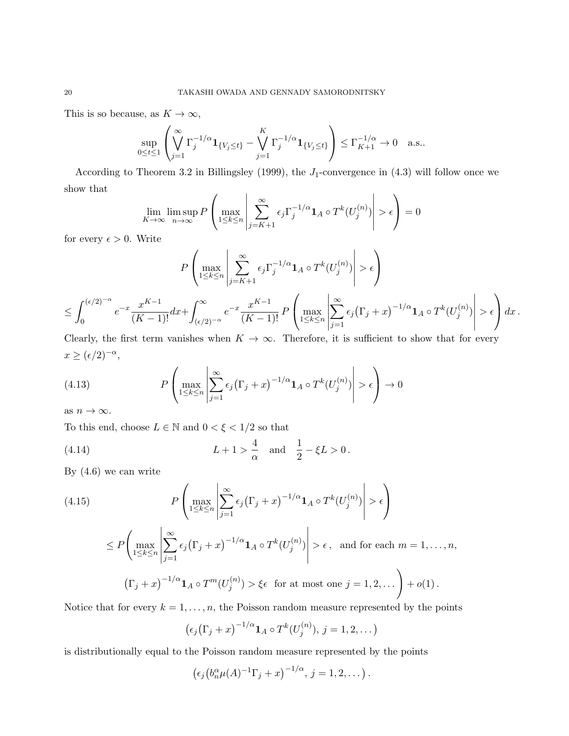This is so because, as $K \to \infty$,

$$\sup_{0 \le t \le 1} \left( \bigvee_{j=1}^{\infty} \Gamma_j^{-1/\alpha} \mathbf{1}_{\{V_j \le t\}} - \bigvee_{j=1}^{K} \Gamma_j^{-1/\alpha} \mathbf{1}_{\{V_j \le t\}} \right) \le \Gamma_{K+1}^{-1/\alpha} \to 0 \quad \text{a.s.}.$$

According to Theorem 3.2 in Billingsley (1999), the $J_1$-convergence in (4.3) will follow once we show that

$$\lim_{K \to \infty} \limsup_{n \to \infty} P\left( \max_{1 \le k \le n} \left| \sum_{j=K+1}^{\infty} \epsilon_j \Gamma_j^{-1/\alpha} \mathbf{1}_A \circ T^k(U_j^{(n)}) \right| > \epsilon \right) = 0$$

for every $\epsilon > 0$. Write

$$P\left( \max_{1 \le k \le n} \left| \sum_{j=K+1}^{\infty} \epsilon_j \Gamma_j^{-1/\alpha} \mathbf{1}_A \circ T^k(U_j^{(n)}) \right| > \epsilon \right)$$

$$\le \int_0^{(\epsilon/2)^{-\alpha}} e^{-x} \frac{x^{K-1}}{(K-1)!} dx + \int_{(\epsilon/2)^{-\alpha}}^{\infty} e^{-x} \frac{x^{K-1}}{(K-1)!} P\left( \max_{1 \le k \le n} \left| \sum_{j=1}^{\infty} \epsilon_j \big(\Gamma_j + x\big)^{-1/\alpha} \mathbf{1}_A \circ T^k(U_j^{(n)}) \right| > \epsilon \right) dx\,.$$

Clearly, the first term vanishes when $K \to \infty$. Therefore, it is sufficient to show that for every $x \ge (\epsilon/2)^{-\alpha}$,

$$P\left( \max_{1 \le k \le n} \left| \sum_{j=1}^{\infty} \epsilon_j \big(\Gamma_j + x\big)^{-1/\alpha} \mathbf{1}_A \circ T^k(U_j^{(n)}) \right| > \epsilon \right) \to 0 \tag{4.13}$$

as $n \to \infty$.

To this end, choose $L \in \mathbb{N}$ and $0 < \xi < 1/2$ so that

$$L + 1 > \frac{4}{\alpha} \quad \text{and} \quad \frac{1}{2} - \xi L > 0\,. \tag{4.14}$$

By (4.6) we can write

$$P\left( \max_{1 \le k \le n} \left| \sum_{j=1}^{\infty} \epsilon_j \big(\Gamma_j + x\big)^{-1/\alpha} \mathbf{1}_A \circ T^k(U_j^{(n)}) \right| > \epsilon \right) \tag{4.15}$$

$$\le P\Bigg( \max_{1 \le k \le n} \left| \sum_{j=1}^{\infty} \epsilon_j \big(\Gamma_j + x\big)^{-1/\alpha} \mathbf{1}_A \circ T^k(U_j^{(n)}) \right| > \epsilon\,, \quad \text{and for each } m = 1, \dots, n,$$

$$\big(\Gamma_j + x\big)^{-1/\alpha} \mathbf{1}_A \circ T^m(U_j^{(n)}) > \xi\epsilon \;\; \text{for at most one } j = 1, 2, \dots \Bigg) + o(1)\,.$$

Notice that for every $k = 1, \dots, n$, the Poisson random measure represented by the points

$$\big(\epsilon_j \big(\Gamma_j + x\big)^{-1/\alpha} \mathbf{1}_A \circ T^k(U_j^{(n)}),\, j = 1, 2, \dots\big)$$

is distributionally equal to the Poisson random measure represented by the points

$$\big(\epsilon_j \big(b_n^{\alpha} \mu(A)^{-1} \Gamma_j + x\big)^{-1/\alpha},\, j = 1, 2, \dots\big)\,.$$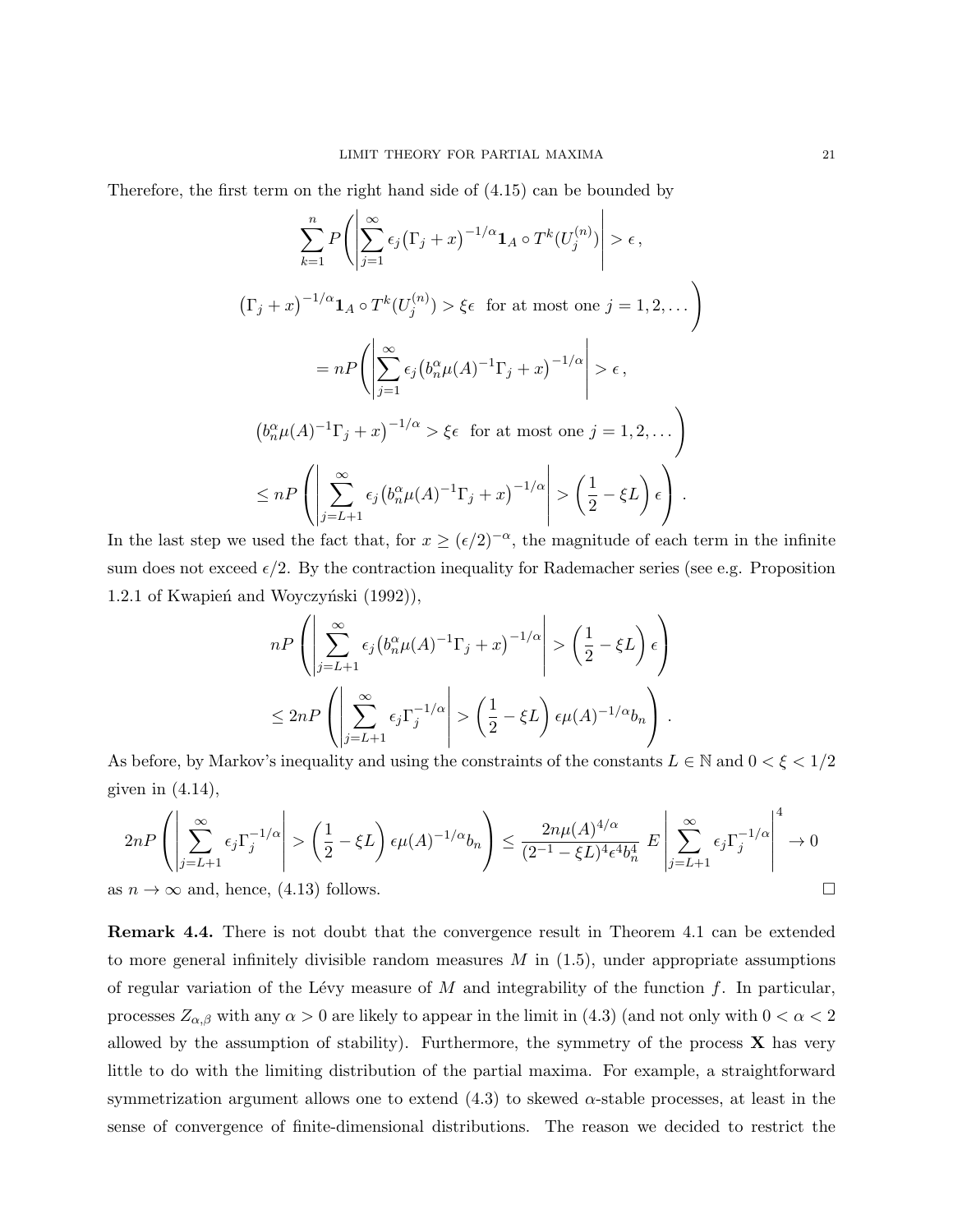Therefore, the first term on the right hand side of (4.15) can be bounded by

$$
\sum_{k=1}^{n} P\Bigg( \bigg| \sum_{j=1}^{\infty} \epsilon_j \big(\Gamma_j + x\big)^{-1/\alpha} \mathbf{1}_A \circ T^k(U_j^{(n)}) \bigg| > \epsilon \,,
$$

$$
\big(\Gamma_j + x\big)^{-1/\alpha} \mathbf{1}_A \circ T^k(U_j^{(n)}) > \xi\epsilon \ \text{ for at most one } j = 1, 2, \dots \Bigg)
$$

$$
= nP\Bigg( \bigg| \sum_{j=1}^{\infty} \epsilon_j \big(b_n^\alpha \mu(A)^{-1} \Gamma_j + x\big)^{-1/\alpha} \bigg| > \epsilon \,,
$$

$$
\big(b_n^\alpha \mu(A)^{-1} \Gamma_j + x\big)^{-1/\alpha} > \xi\epsilon \ \text{ for at most one } j = 1, 2, \dots \Bigg)
$$

$$
\leq nP\left( \left| \sum_{j=L+1}^{\infty} \epsilon_j \big(b_n^\alpha \mu(A)^{-1} \Gamma_j + x\big)^{-1/\alpha} \right| > \left(\frac{1}{2} - \xi L\right) \epsilon \right) .
$$

In the last step we used the fact that, for $x \geq (\epsilon/2)^{-\alpha}$, the magnitude of each term in the infinite sum does not exceed $\epsilon/2$. By the contraction inequality for Rademacher series (see e.g. Proposition 1.2.1 of Kwapień and Woyczyński (1992)),

$$
nP\left( \left| \sum_{j=L+1}^{\infty} \epsilon_j \big(b_n^\alpha \mu(A)^{-1} \Gamma_j + x\big)^{-1/\alpha} \right| > \left(\frac{1}{2} - \xi L\right) \epsilon \right)
$$

$$
\leq 2nP\left( \left| \sum_{j=L+1}^{\infty} \epsilon_j \Gamma_j^{-1/\alpha} \right| > \left(\frac{1}{2} - \xi L\right) \epsilon \mu(A)^{-1/\alpha} b_n \right) .
$$

As before, by Markov's inequality and using the constraints of the constants $L \in \mathbb{N}$ and $0 < \xi < 1/2$ given in (4.14),

$$
2nP\left( \left| \sum_{j=L+1}^{\infty} \epsilon_j \Gamma_j^{-1/\alpha} \right| > \left(\frac{1}{2} - \xi L\right) \epsilon \mu(A)^{-1/\alpha} b_n \right) \leq \frac{2n\mu(A)^{4/\alpha}}{(2^{-1} - \xi L)^4 \epsilon^4 b_n^4} \ E\left| \sum_{j=L+1}^{\infty} \epsilon_j \Gamma_j^{-1/\alpha} \right|^4 \to 0
$$

as $n \to \infty$ and, hence, (4.13) follows. □

**Remark 4.4.** There is not doubt that the convergence result in Theorem 4.1 can be extended to more general infinitely divisible random measures $M$ in (1.5), under appropriate assumptions of regular variation of the Lévy measure of $M$ and integrability of the function $f$. In particular, processes $Z_{\alpha,\beta}$ with any $\alpha > 0$ are likely to appear in the limit in (4.3) (and not only with $0 < \alpha < 2$ allowed by the assumption of stability). Furthermore, the symmetry of the process $\mathbf{X}$ has very little to do with the limiting distribution of the partial maxima. For example, a straightforward symmetrization argument allows one to extend (4.3) to skewed $\alpha$-stable processes, at least in the sense of convergence of finite-dimensional distributions. The reason we decided to restrict the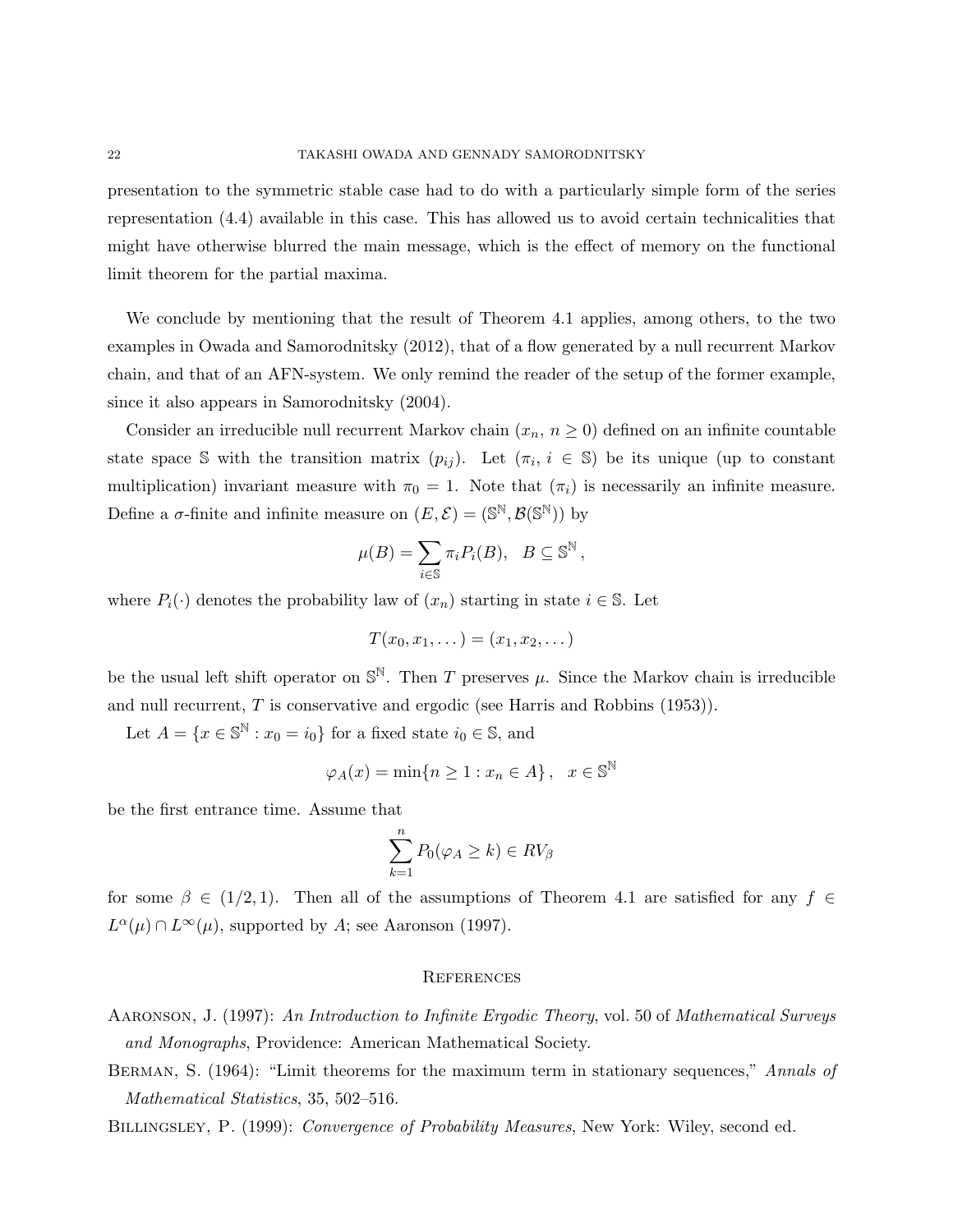presentation to the symmetric stable case had to do with a particularly simple form of the series representation (4.4) available in this case. This has allowed us to avoid certain technicalities that might have otherwise blurred the main message, which is the effect of memory on the functional limit theorem for the partial maxima.

We conclude by mentioning that the result of Theorem 4.1 applies, among others, to the two examples in Owada and Samorodnitsky (2012), that of a flow generated by a null recurrent Markov chain, and that of an AFN-system. We only remind the reader of the setup of the former example, since it also appears in Samorodnitsky (2004).

Consider an irreducible null recurrent Markov chain $(x_n,\, n \geq 0)$ defined on an infinite countable state space $\mathbb{S}$ with the transition matrix $(p_{ij})$. Let $(\pi_i,\, i \in \mathbb{S})$ be its unique (up to constant multiplication) invariant measure with $\pi_0 = 1$. Note that $(\pi_i)$ is necessarily an infinite measure. Define a $\sigma$-finite and infinite measure on $(E, \mathcal{E}) = (\mathbb{S}^{\mathbb{N}}, \mathcal{B}(\mathbb{S}^{\mathbb{N}}))$ by

$$\mu(B) = \sum_{i \in \mathbb{S}} \pi_i P_i(B), \quad B \subseteq \mathbb{S}^{\mathbb{N}},$$

where $P_i(\cdot)$ denotes the probability law of $(x_n)$ starting in state $i \in \mathbb{S}$. Let

$$T(x_0, x_1, \dots) = (x_1, x_2, \dots)$$

be the usual left shift operator on $\mathbb{S}^{\mathbb{N}}$. Then $T$ preserves $\mu$. Since the Markov chain is irreducible and null recurrent, $T$ is conservative and ergodic (see Harris and Robbins (1953)).

Let $A = \{x \in \mathbb{S}^{\mathbb{N}} : x_0 = i_0\}$ for a fixed state $i_0 \in \mathbb{S}$, and

$$\varphi_A(x) = \min\{n \geq 1 : x_n \in A\}, \quad x \in \mathbb{S}^{\mathbb{N}}$$

be the first entrance time. Assume that

$$\sum_{k=1}^{n} P_0(\varphi_A \geq k) \in RV_\beta$$

for some $\beta \in (1/2, 1)$. Then all of the assumptions of Theorem 4.1 are satisfied for any $f \in L^\alpha(\mu) \cap L^\infty(\mu)$, supported by $A$; see Aaronson (1997).

## References

Aaronson, J. (1997): *An Introduction to Infinite Ergodic Theory*, vol. 50 of *Mathematical Surveys and Monographs*, Providence: American Mathematical Society.

Berman, S. (1964): "Limit theorems for the maximum term in stationary sequences," *Annals of Mathematical Statistics*, 35, 502–516.

Billingsley, P. (1999): *Convergence of Probability Measures*, New York: Wiley, second ed.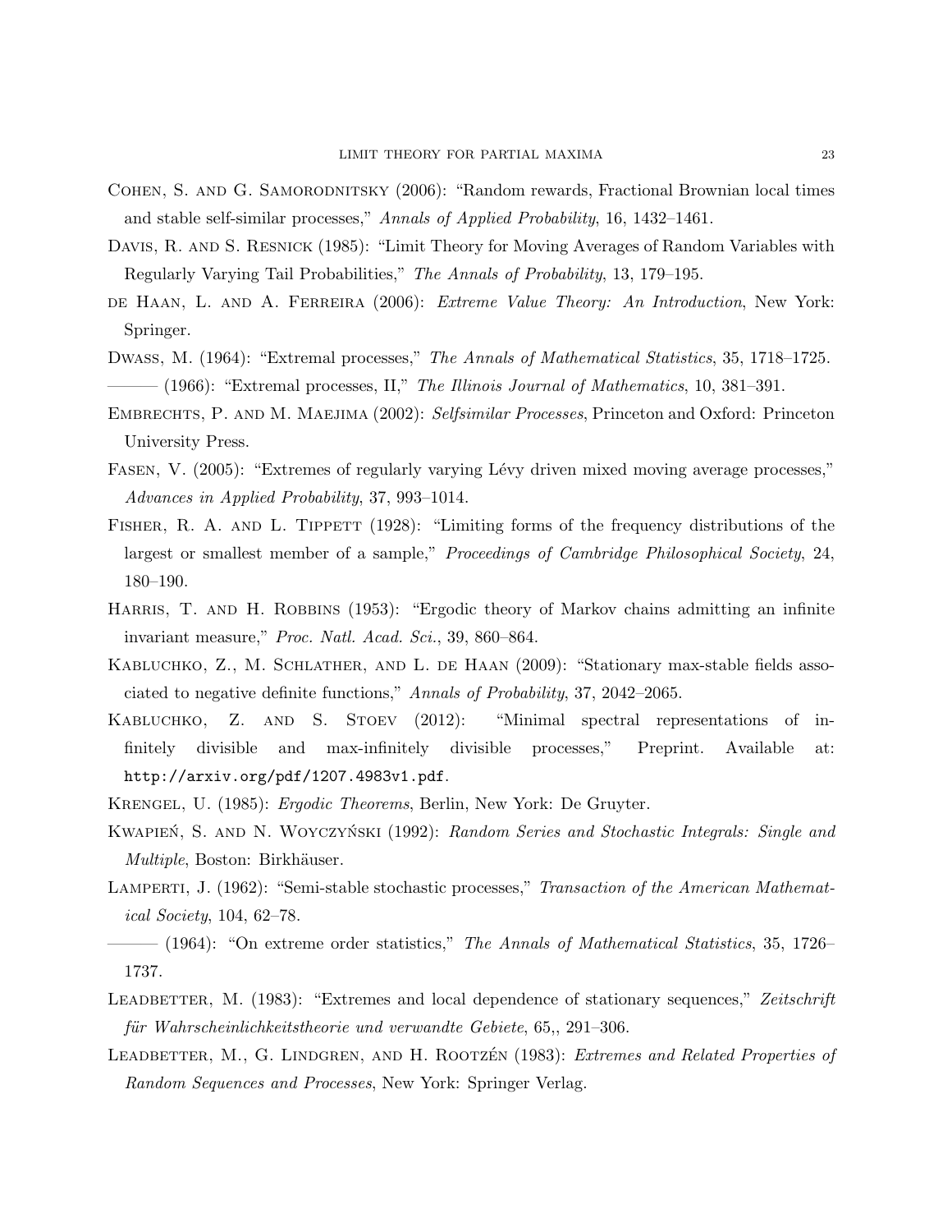Cohen, S. and G. Samorodnitsky (2006): "Random rewards, Fractional Brownian local times and stable self-similar processes," *Annals of Applied Probability*, 16, 1432–1461.

Davis, R. and S. Resnick (1985): "Limit Theory for Moving Averages of Random Variables with Regularly Varying Tail Probabilities," *The Annals of Probability*, 13, 179–195.

de Haan, L. and A. Ferreira (2006): *Extreme Value Theory: An Introduction*, New York: Springer.

Dwass, M. (1964): "Extremal processes," *The Annals of Mathematical Statistics*, 35, 1718–1725.

——— (1966): "Extremal processes, II," *The Illinois Journal of Mathematics*, 10, 381–391.

Embrechts, P. and M. Maejima (2002): *Selfsimilar Processes*, Princeton and Oxford: Princeton University Press.

Fasen, V. (2005): "Extremes of regularly varying Lévy driven mixed moving average processes," *Advances in Applied Probability*, 37, 993–1014.

Fisher, R. A. and L. Tippett (1928): "Limiting forms of the frequency distributions of the largest or smallest member of a sample," *Proceedings of Cambridge Philosophical Society*, 24, 180–190.

Harris, T. and H. Robbins (1953): "Ergodic theory of Markov chains admitting an infinite invariant measure," *Proc. Natl. Acad. Sci.*, 39, 860–864.

Kabluchko, Z., M. Schlather, and L. de Haan (2009): "Stationary max-stable fields associated to negative definite functions," *Annals of Probability*, 37, 2042–2065.

Kabluchko, Z. and S. Stoev (2012): "Minimal spectral representations of infinitely divisible and max-infinitely divisible processes," Preprint. Available at: http://arxiv.org/pdf/1207.4983v1.pdf.

Krengel, U. (1985): *Ergodic Theorems*, Berlin, New York: De Gruyter.

Kwapień, S. and N. Woyczyński (1992): *Random Series and Stochastic Integrals: Single and Multiple*, Boston: Birkhäuser.

Lamperti, J. (1962): "Semi-stable stochastic processes," *Transaction of the American Mathematical Society*, 104, 62–78.

——— (1964): "On extreme order statistics," *The Annals of Mathematical Statistics*, 35, 1726–1737.

Leadbetter, M. (1983): "Extremes and local dependence of stationary sequences," *Zeitschrift für Wahrscheinlichkeitstheorie und verwandte Gebiete*, 65,, 291–306.

Leadbetter, M., G. Lindgren, and H. Rootzén (1983): *Extremes and Related Properties of Random Sequences and Processes*, New York: Springer Verlag.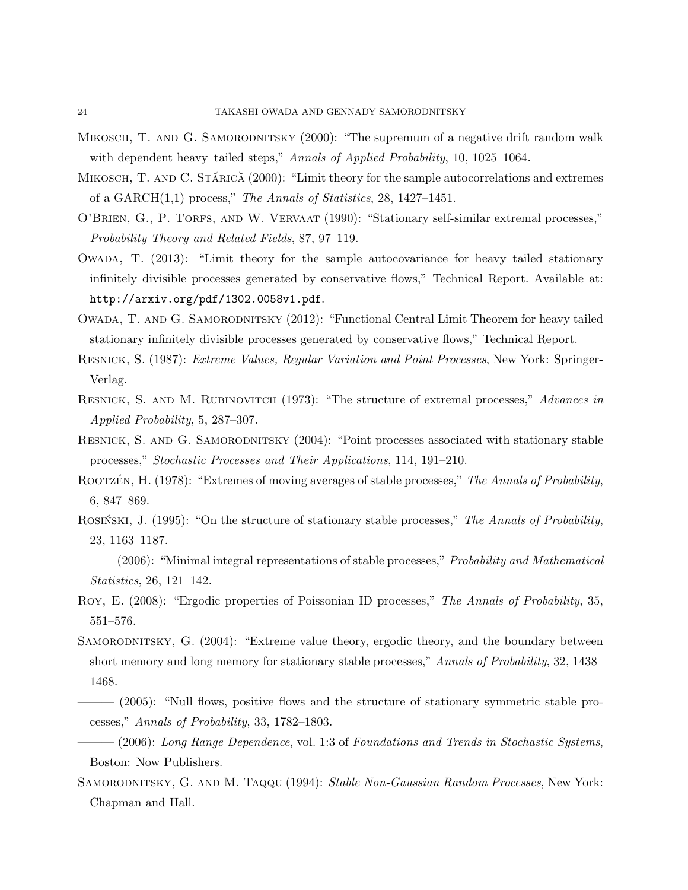Mikosch, T. and G. Samorodnitsky (2000): "The supremum of a negative drift random walk with dependent heavy–tailed steps," *Annals of Applied Probability*, 10, 1025–1064.

Mikosch, T. and C. Stărică (2000): "Limit theory for the sample autocorrelations and extremes of a GARCH(1,1) process," *The Annals of Statistics*, 28, 1427–1451.

O'Brien, G., P. Torfs, and W. Vervaat (1990): "Stationary self-similar extremal processes," *Probability Theory and Related Fields*, 87, 97–119.

Owada, T. (2013): "Limit theory for the sample autocovariance for heavy tailed stationary infinitely divisible processes generated by conservative flows," Technical Report. Available at: `http://arxiv.org/pdf/1302.0058v1.pdf`.

Owada, T. and G. Samorodnitsky (2012): "Functional Central Limit Theorem for heavy tailed stationary infinitely divisible processes generated by conservative flows," Technical Report.

Resnick, S. (1987): *Extreme Values, Regular Variation and Point Processes*, New York: Springer-Verlag.

Resnick, S. and M. Rubinovitch (1973): "The structure of extremal processes," *Advances in Applied Probability*, 5, 287–307.

Resnick, S. and G. Samorodnitsky (2004): "Point processes associated with stationary stable processes," *Stochastic Processes and Their Applications*, 114, 191–210.

Rootzén, H. (1978): "Extremes of moving averages of stable processes," *The Annals of Probability*, 6, 847–869.

Rosiński, J. (1995): "On the structure of stationary stable processes," *The Annals of Probability*, 23, 1163–1187.

——— (2006): "Minimal integral representations of stable processes," *Probability and Mathematical Statistics*, 26, 121–142.

Roy, E. (2008): "Ergodic properties of Poissonian ID processes," *The Annals of Probability*, 35, 551–576.

Samorodnitsky, G. (2004): "Extreme value theory, ergodic theory, and the boundary between short memory and long memory for stationary stable processes," *Annals of Probability*, 32, 1438–1468.

——— (2005): "Null flows, positive flows and the structure of stationary symmetric stable processes," *Annals of Probability*, 33, 1782–1803.

——— (2006): *Long Range Dependence*, vol. 1:3 of *Foundations and Trends in Stochastic Systems*, Boston: Now Publishers.

Samorodnitsky, G. and M. Taqqu (1994): *Stable Non-Gaussian Random Processes*, New York: Chapman and Hall.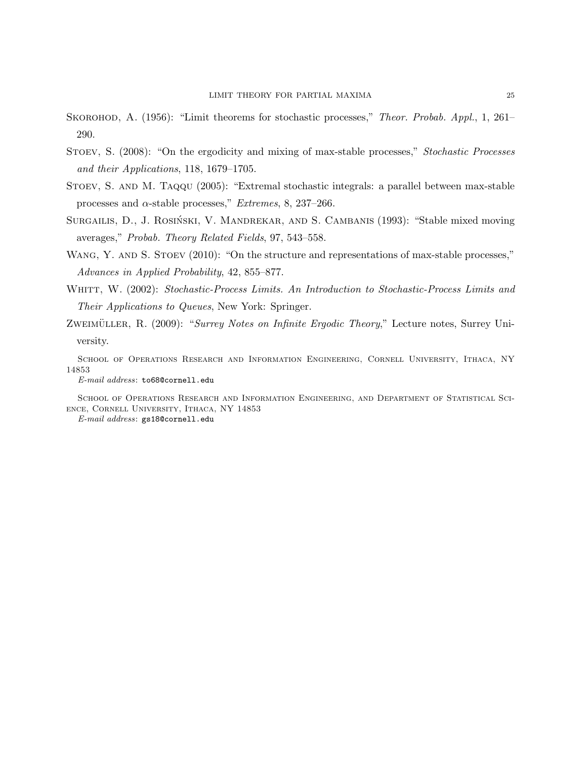Skorohod, A. (1956): "Limit theorems for stochastic processes," *Theor. Probab. Appl.*, 1, 261–290.

Stoev, S. (2008): "On the ergodicity and mixing of max-stable processes," *Stochastic Processes and their Applications*, 118, 1679–1705.

Stoev, S. and M. Taqqu (2005): "Extremal stochastic integrals: a parallel between max-stable processes and $\alpha$-stable processes," *Extremes*, 8, 237–266.

Surgailis, D., J. Rosiński, V. Mandrekar, and S. Cambanis (1993): "Stable mixed moving averages," *Probab. Theory Related Fields*, 97, 543–558.

Wang, Y. and S. Stoev (2010): "On the structure and representations of max-stable processes," *Advances in Applied Probability*, 42, 855–877.

Whitt, W. (2002): *Stochastic-Process Limits. An Introduction to Stochastic-Process Limits and Their Applications to Queues*, New York: Springer.

Zweimüller, R. (2009): "*Surrey Notes on Infinite Ergodic Theory*," Lecture notes, Surrey University.

School of Operations Research and Information Engineering, Cornell University, Ithaca, NY 14853

*E-mail address*: to68@cornell.edu

School of Operations Research and Information Engineering, and Department of Statistical Science, Cornell University, Ithaca, NY 14853

*E-mail address*: gs18@cornell.edu